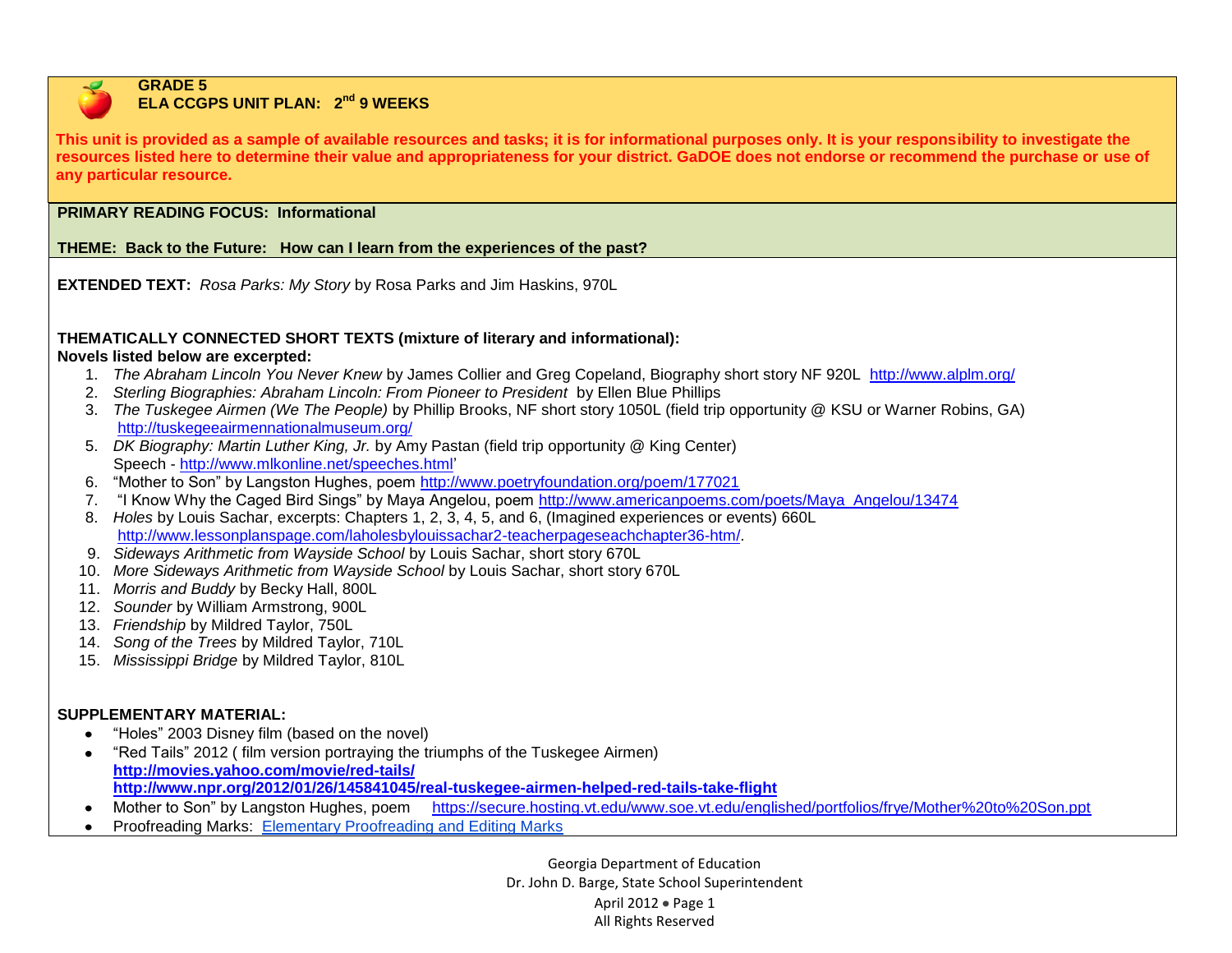**GRADE 5**
**ELA CCGPS UNIT PLAN: 2nd 9 WEEKS**

**This unit is provided as a sample of available resources and tasks; it is for informational purposes only. It is your responsibility to investigate the resources listed here to determine their value and appropriateness for your district. GaDOE does not endorse or recommend the purchase or use of any particular resource.**

**PRIMARY READING FOCUS: Informational**

**THEME: Back to the Future: How can I learn from the experiences of the past?**

**EXTENDED TEXT:** *Rosa Parks: My Story* by Rosa Parks and Jim Haskins, 970L

**THEMATICALLY CONNECTED SHORT TEXTS (mixture of literary and informational):**
**Novels listed below are excerpted:**

1. *The Abraham Lincoln You Never Knew* by James Collier and Greg Copeland, Biography short story NF 920L http://www.alplm.org/
2. *Sterling Biographies: Abraham Lincoln: From Pioneer to President* by Ellen Blue Phillips
3. *The Tuskegee Airmen (We The People)* by Phillip Brooks, NF short story 1050L (field trip opportunity @ KSU or Warner Robins, GA) http://tuskegeeairmennationalmuseum.org/
5. *DK Biography: Martin Luther King, Jr.* by Amy Pastan (field trip opportunity @ King Center) Speech - http://www.mlkonline.net/speeches.html'
6. "Mother to Son" by Langston Hughes, poem http://www.poetryfoundation.org/poem/177021
7. "I Know Why the Caged Bird Sings" by Maya Angelou, poem http://www.americanpoems.com/poets/Maya_Angelou/13474
8. *Holes* by Louis Sachar, excerpts: Chapters 1, 2, 3, 4, 5, and 6, (Imagined experiences or events) 660L http://www.lessonplanspage.com/laholesbylouissachar2-teacherpageseachchapter36-htm/.
9. *Sideways Arithmetic from Wayside School* by Louis Sachar, short story 670L
10. *More Sideways Arithmetic from Wayside School* by Louis Sachar, short story 670L
11. *Morris and Buddy* by Becky Hall, 800L
12. *Sounder* by William Armstrong, 900L
13. *Friendship* by Mildred Taylor, 750L
14. *Song of the Trees* by Mildred Taylor, 710L
15. *Mississippi Bridge* by Mildred Taylor, 810L

**SUPPLEMENTARY MATERIAL:**

- "Holes" 2003 Disney film (based on the novel)
- "Red Tails" 2012 ( film version portraying the triumphs of the Tuskegee Airmen)
  **http://movies.yahoo.com/movie/red-tails/**
  **http://www.npr.org/2012/01/26/145841045/real-tuskegee-airmen-helped-red-tails-take-flight**
- Mother to Son" by Langston Hughes, poem https://secure.hosting.vt.edu/www.soe.vt.edu/englished/portfolios/frye/Mother%20to%20Son.ppt
- Proofreading Marks: Elementary Proofreading and Editing Marks

Georgia Department of Education
Dr. John D. Barge, State School Superintendent
April 2012
All Rights Reserved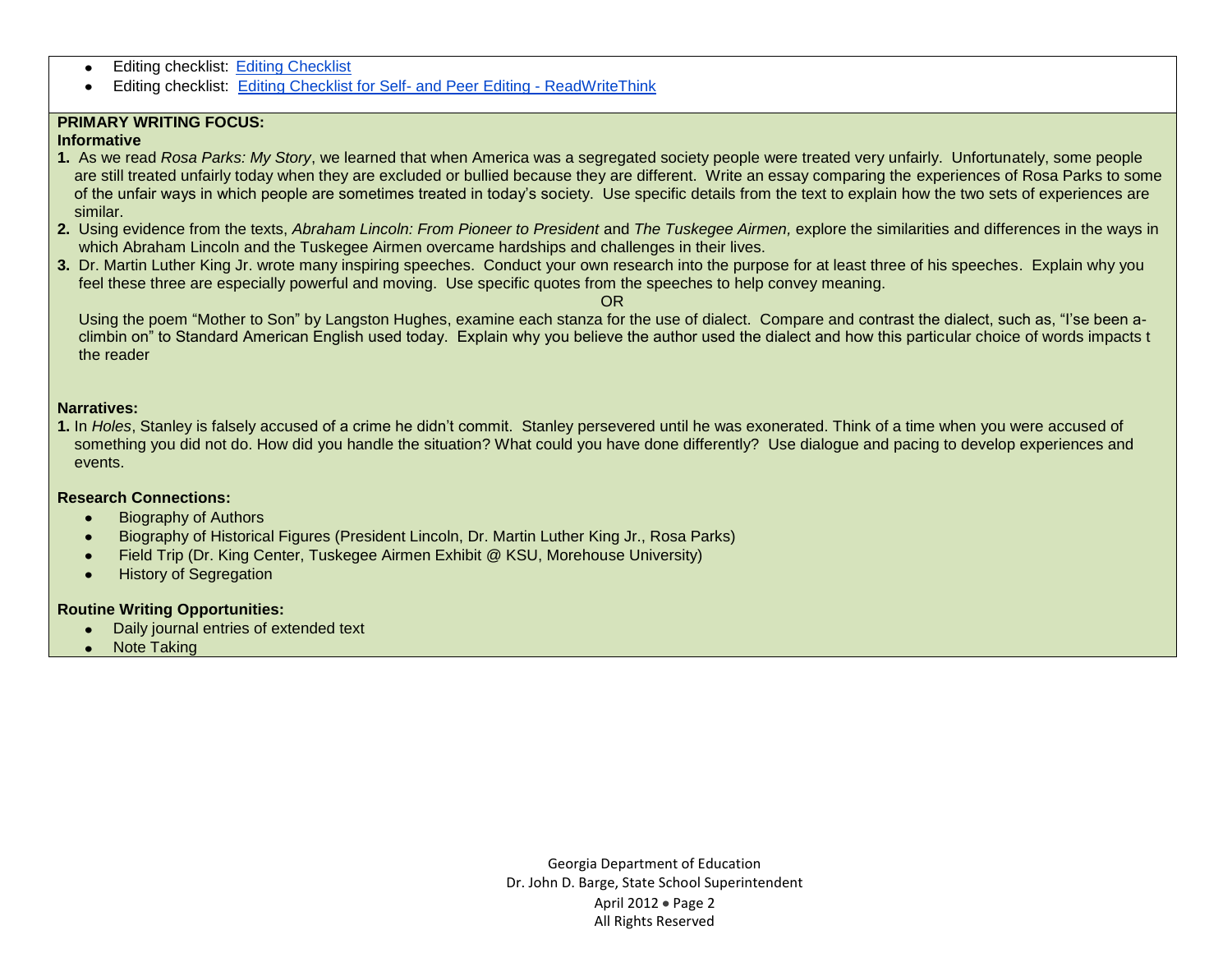- Editing checklist: Editing Checklist
- Editing checklist: Editing Checklist for Self- and Peer Editing - ReadWriteThink

**PRIMARY WRITING FOCUS:**

**Informative**

1. As we read *Rosa Parks: My Story*, we learned that when America was a segregated society people were treated very unfairly. Unfortunately, some people are still treated unfairly today when they are excluded or bullied because they are different. Write an essay comparing the experiences of Rosa Parks to some of the unfair ways in which people are sometimes treated in today's society. Use specific details from the text to explain how the two sets of experiences are similar.
2. Using evidence from the texts, *Abraham Lincoln: From Pioneer to President* and *The Tuskegee Airmen,* explore the similarities and differences in the ways in which Abraham Lincoln and the Tuskegee Airmen overcame hardships and challenges in their lives.
3. Dr. Martin Luther King Jr. wrote many inspiring speeches. Conduct your own research into the purpose for at least three of his speeches. Explain why you feel these three are especially powerful and moving. Use specific quotes from the speeches to help convey meaning.

   OR

   Using the poem "Mother to Son" by Langston Hughes, examine each stanza for the use of dialect. Compare and contrast the dialect, such as, "I'se been a-climbin on" to Standard American English used today. Explain why you believe the author used the dialect and how this particular choice of words impacts t the reader

**Narratives:**

1. In *Holes*, Stanley is falsely accused of a crime he didn't commit. Stanley persevered until he was exonerated. Think of a time when you were accused of something you did not do. How did you handle the situation? What could you have done differently? Use dialogue and pacing to develop experiences and events.

**Research Connections:**

- Biography of Authors
- Biography of Historical Figures (President Lincoln, Dr. Martin Luther King Jr., Rosa Parks)
- Field Trip (Dr. King Center, Tuskegee Airmen Exhibit @ KSU, Morehouse University)
- History of Segregation

**Routine Writing Opportunities:**

- Daily journal entries of extended text
- Note Taking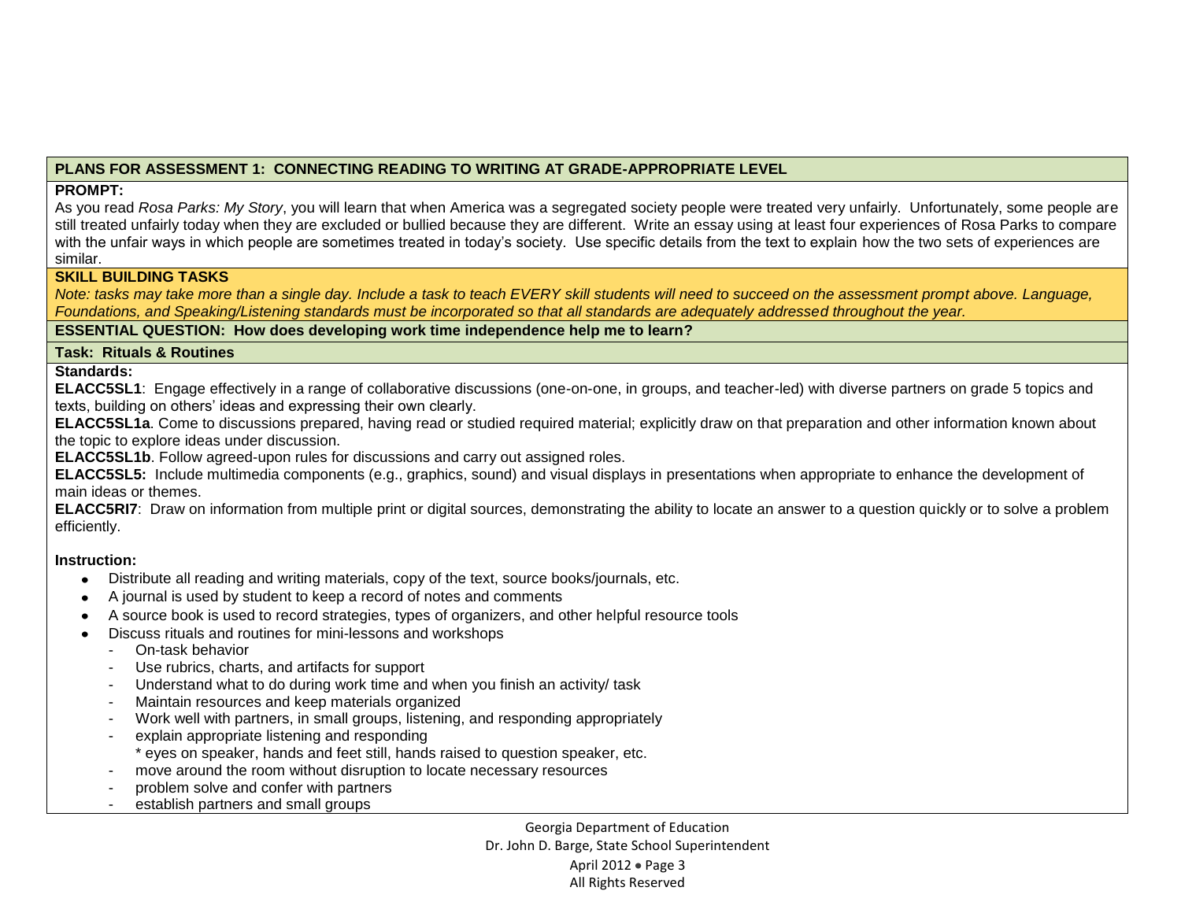**PLANS FOR ASSESSMENT 1: CONNECTING READING TO WRITING AT GRADE-APPROPRIATE LEVEL**

**PROMPT:**

As you read *Rosa Parks: My Story*, you will learn that when America was a segregated society people were treated very unfairly. Unfortunately, some people are still treated unfairly today when they are excluded or bullied because they are different. Write an essay using at least four experiences of Rosa Parks to compare with the unfair ways in which people are sometimes treated in today's society. Use specific details from the text to explain how the two sets of experiences are similar.

**SKILL BUILDING TASKS**

*Note: tasks may take more than a single day. Include a task to teach EVERY skill students will need to succeed on the assessment prompt above. Language, Foundations, and Speaking/Listening standards must be incorporated so that all standards are adequately addressed throughout the year.*

**ESSENTIAL QUESTION: How does developing work time independence help me to learn?**

**Task: Rituals & Routines**

**Standards:**

**ELACC5SL1**: Engage effectively in a range of collaborative discussions (one-on-one, in groups, and teacher-led) with diverse partners on grade 5 topics and texts, building on others' ideas and expressing their own clearly.

**ELACC5SL1a**. Come to discussions prepared, having read or studied required material; explicitly draw on that preparation and other information known about the topic to explore ideas under discussion.

**ELACC5SL1b**. Follow agreed-upon rules for discussions and carry out assigned roles.

**ELACC5SL5:** Include multimedia components (e.g., graphics, sound) and visual displays in presentations when appropriate to enhance the development of main ideas or themes.

**ELACC5RI7**: Draw on information from multiple print or digital sources, demonstrating the ability to locate an answer to a question quickly or to solve a problem efficiently.

**Instruction:**

- Distribute all reading and writing materials, copy of the text, source books/journals, etc.
- A journal is used by student to keep a record of notes and comments
- A source book is used to record strategies, types of organizers, and other helpful resource tools
- Discuss rituals and routines for mini-lessons and workshops
  - On-task behavior
  - Use rubrics, charts, and artifacts for support
  - Understand what to do during work time and when you finish an activity/ task
  - Maintain resources and keep materials organized
  - Work well with partners, in small groups, listening, and responding appropriately
  - explain appropriate listening and responding
    * eyes on speaker, hands and feet still, hands raised to question speaker, etc.
  - move around the room without disruption to locate necessary resources
  - problem solve and confer with partners
  - establish partners and small groups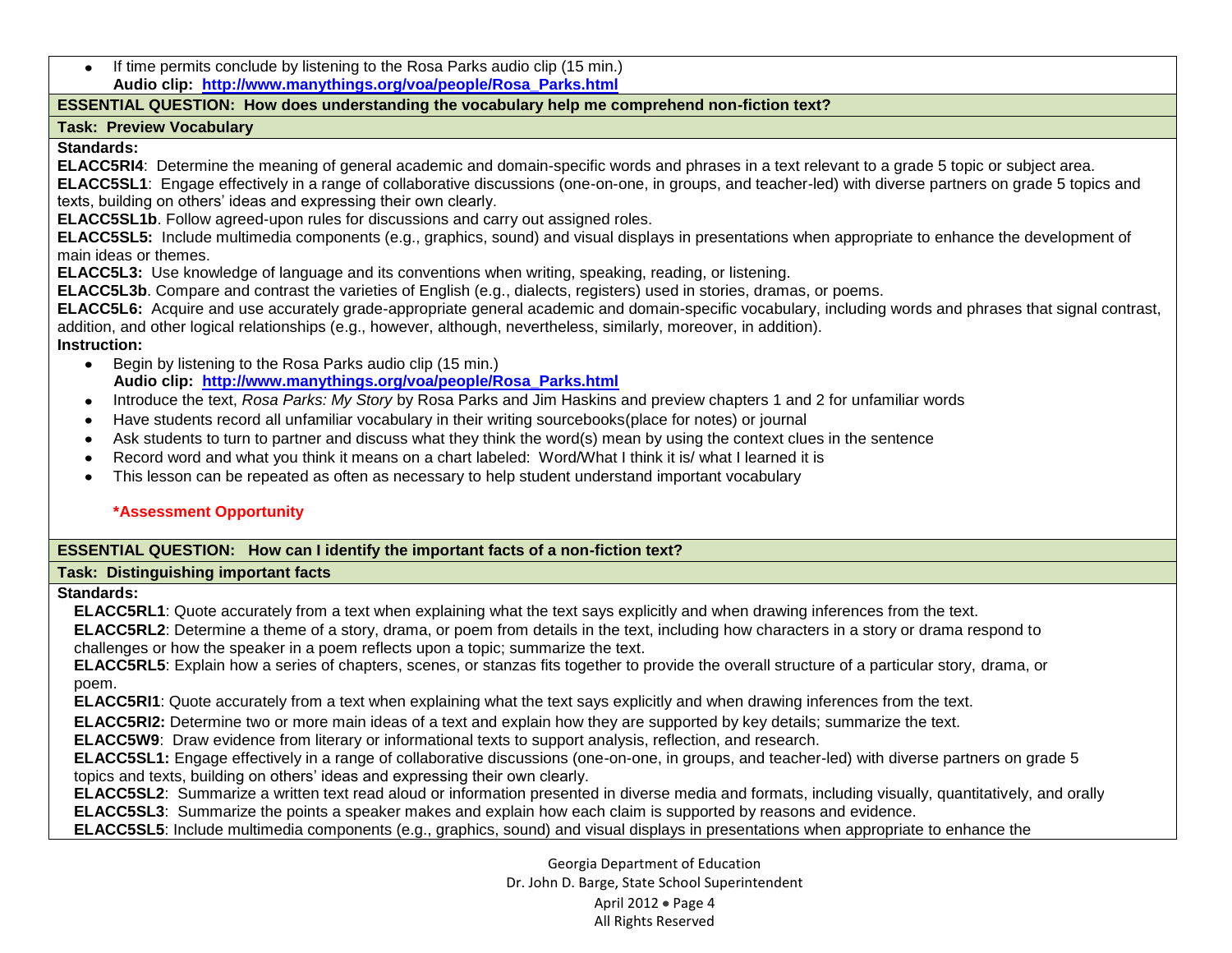- If time permits conclude by listening to the Rosa Parks audio clip (15 min.)
  **Audio clip: [http://www.manythings.org/voa/people/Rosa_Parks.html](http://www.manythings.org/voa/people/Rosa_Parks.html)**

**ESSENTIAL QUESTION: How does understanding the vocabulary help me comprehend non-fiction text?**

**Task: Preview Vocabulary**

**Standards:**

**ELACC5RI4**: Determine the meaning of general academic and domain-specific words and phrases in a text relevant to a grade 5 topic or subject area.
**ELACC5SL1**: Engage effectively in a range of collaborative discussions (one-on-one, in groups, and teacher-led) with diverse partners on grade 5 topics and texts, building on others' ideas and expressing their own clearly.
**ELACC5SL1b**. Follow agreed-upon rules for discussions and carry out assigned roles.
**ELACC5SL5:** Include multimedia components (e.g., graphics, sound) and visual displays in presentations when appropriate to enhance the development of main ideas or themes.
**ELACC5L3:** Use knowledge of language and its conventions when writing, speaking, reading, or listening.
**ELACC5L3b**. Compare and contrast the varieties of English (e.g., dialects, registers) used in stories, dramas, or poems.
**ELACC5L6:** Acquire and use accurately grade-appropriate general academic and domain-specific vocabulary, including words and phrases that signal contrast, addition, and other logical relationships (e.g., however, although, nevertheless, similarly, moreover, in addition).

**Instruction:**

- Begin by listening to the Rosa Parks audio clip (15 min.)
  **Audio clip: [http://www.manythings.org/voa/people/Rosa_Parks.html](http://www.manythings.org/voa/people/Rosa_Parks.html)**
- Introduce the text, *Rosa Parks: My Story* by Rosa Parks and Jim Haskins and preview chapters 1 and 2 for unfamiliar words
- Have students record all unfamiliar vocabulary in their writing sourcebooks(place for notes) or journal
- Ask students to turn to partner and discuss what they think the word(s) mean by using the context clues in the sentence
- Record word and what you think it means on a chart labeled: Word/What I think it is/ what I learned it is
- This lesson can be repeated as often as necessary to help student understand important vocabulary

**\*Assessment Opportunity**

**ESSENTIAL QUESTION: How can I identify the important facts of a non-fiction text?**

**Task: Distinguishing important facts**

**Standards:**

**ELACC5RL1**: Quote accurately from a text when explaining what the text says explicitly and when drawing inferences from the text.
**ELACC5RL2**: Determine a theme of a story, drama, or poem from details in the text, including how characters in a story or drama respond to challenges or how the speaker in a poem reflects upon a topic; summarize the text.
**ELACC5RL5**: Explain how a series of chapters, scenes, or stanzas fits together to provide the overall structure of a particular story, drama, or poem.
**ELACC5RI1**: Quote accurately from a text when explaining what the text says explicitly and when drawing inferences from the text.
**ELACC5RI2:** Determine two or more main ideas of a text and explain how they are supported by key details; summarize the text.
**ELACC5W9**: Draw evidence from literary or informational texts to support analysis, reflection, and research.
**ELACC5SL1:** Engage effectively in a range of collaborative discussions (one-on-one, in groups, and teacher-led) with diverse partners on grade 5 topics and texts, building on others' ideas and expressing their own clearly.
**ELACC5SL2**: Summarize a written text read aloud or information presented in diverse media and formats, including visually, quantitatively, and orally
**ELACC5SL3**: Summarize the points a speaker makes and explain how each claim is supported by reasons and evidence.
**ELACC5SL5**: Include multimedia components (e.g., graphics, sound) and visual displays in presentations when appropriate to enhance the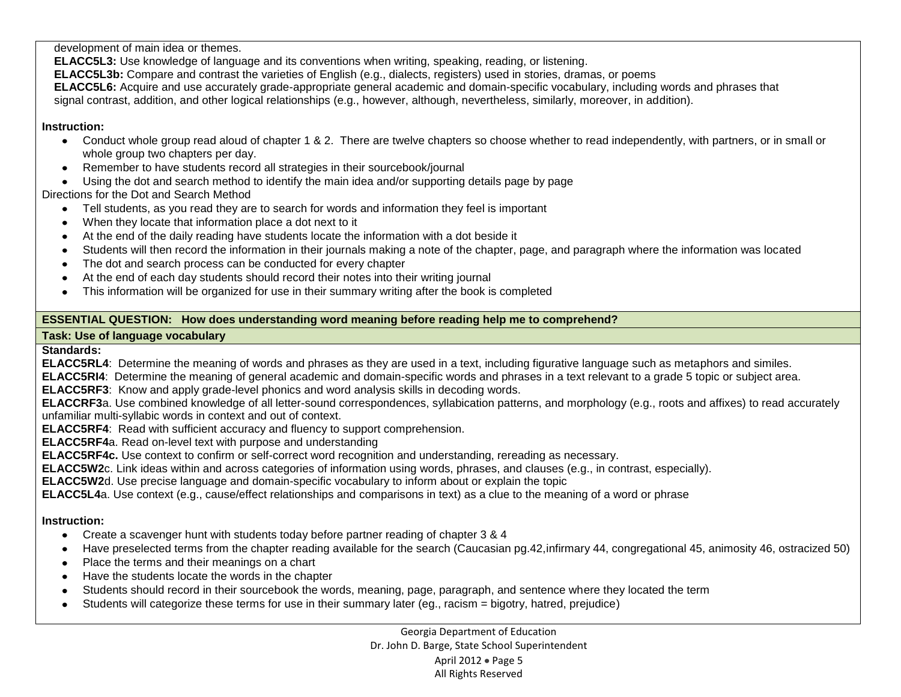development of main idea or themes.

**ELACC5L3:** Use knowledge of language and its conventions when writing, speaking, reading, or listening.

**ELACC5L3b:** Compare and contrast the varieties of English (e.g., dialects, registers) used in stories, dramas, or poems

**ELACC5L6:** Acquire and use accurately grade-appropriate general academic and domain-specific vocabulary, including words and phrases that signal contrast, addition, and other logical relationships (e.g., however, although, nevertheless, similarly, moreover, in addition).

**Instruction:**

- Conduct whole group read aloud of chapter 1 & 2. There are twelve chapters so choose whether to read independently, with partners, or in small or whole group two chapters per day.
- Remember to have students record all strategies in their sourcebook/journal
- Using the dot and search method to identify the main idea and/or supporting details page by page

Directions for the Dot and Search Method

- Tell students, as you read they are to search for words and information they feel is important
- When they locate that information place a dot next to it
- At the end of the daily reading have students locate the information with a dot beside it
- Students will then record the information in their journals making a note of the chapter, page, and paragraph where the information was located
- The dot and search process can be conducted for every chapter
- At the end of each day students should record their notes into their writing journal
- This information will be organized for use in their summary writing after the book is completed

**ESSENTIAL QUESTION: How does understanding word meaning before reading help me to comprehend?**

**Task: Use of language vocabulary**

**Standards:**

**ELACC5RL4**: Determine the meaning of words and phrases as they are used in a text, including figurative language such as metaphors and similes.

**ELACC5RI4**: Determine the meaning of general academic and domain-specific words and phrases in a text relevant to a grade 5 topic or subject area.

**ELACC5RF3**: Know and apply grade-level phonics and word analysis skills in decoding words.

**ELACCRF3**a. Use combined knowledge of all letter-sound correspondences, syllabication patterns, and morphology (e.g., roots and affixes) to read accurately unfamiliar multi-syllabic words in context and out of context.

**ELACC5RF4**: Read with sufficient accuracy and fluency to support comprehension.

**ELACC5RF4**a. Read on-level text with purpose and understanding

**ELACC5RF4c.** Use context to confirm or self-correct word recognition and understanding, rereading as necessary.

**ELACC5W2**c. Link ideas within and across categories of information using words, phrases, and clauses (e.g., in contrast, especially).

**ELACC5W2**d. Use precise language and domain-specific vocabulary to inform about or explain the topic

**ELACC5L4**a. Use context (e.g., cause/effect relationships and comparisons in text) as a clue to the meaning of a word or phrase

**Instruction:**

- Create a scavenger hunt with students today before partner reading of chapter 3 & 4
- Have preselected terms from the chapter reading available for the search (Caucasian pg.42,infirmary 44, congregational 45, animosity 46, ostracized 50)
- Place the terms and their meanings on a chart
- Have the students locate the words in the chapter
- Students should record in their sourcebook the words, meaning, page, paragraph, and sentence where they located the term
- Students will categorize these terms for use in their summary later (eg., racism = bigotry, hatred, prejudice)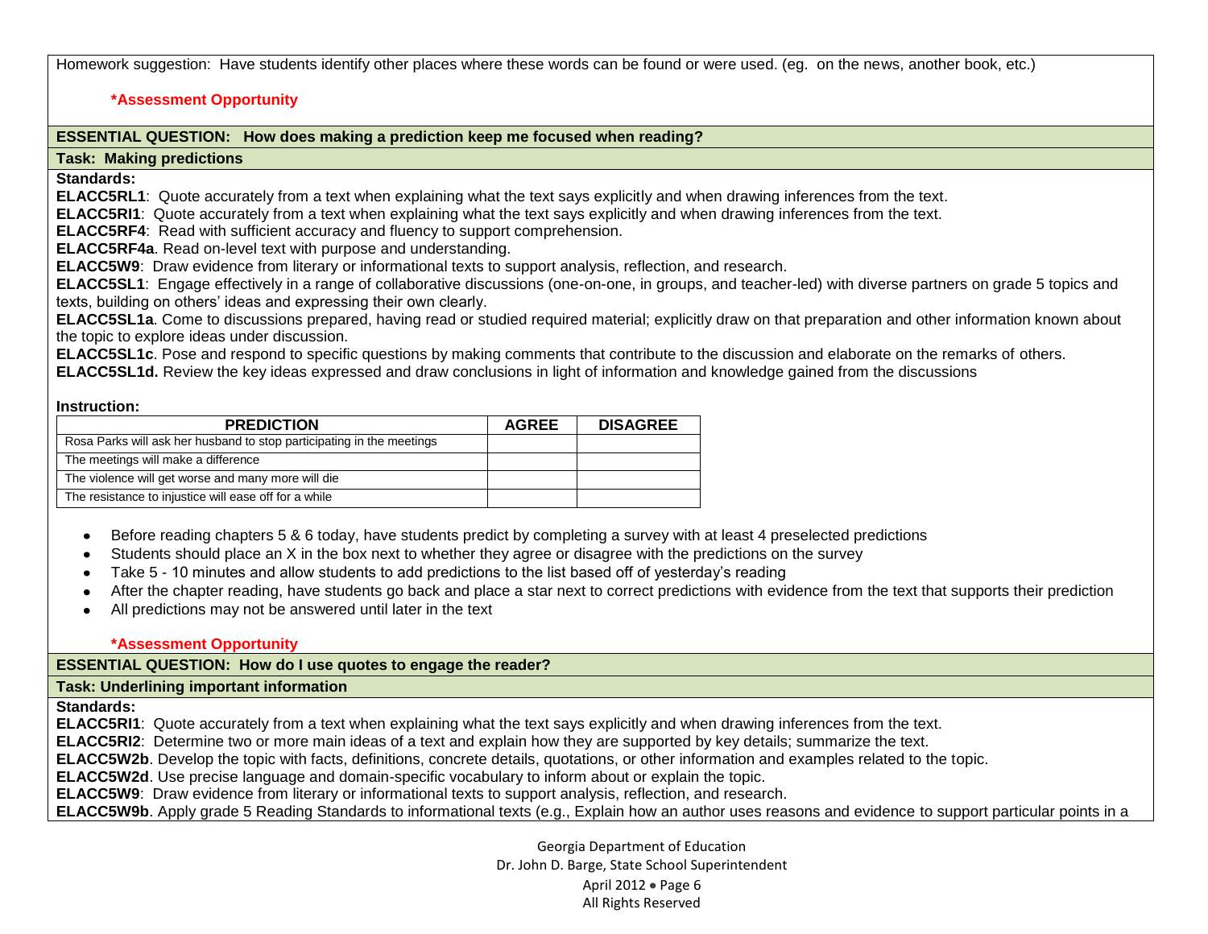Homework suggestion: Have students identify other places where these words can be found or were used. (eg. on the news, another book, etc.)

**\*Assessment Opportunity**

**ESSENTIAL QUESTION: How does making a prediction keep me focused when reading?**

**Task: Making predictions**

**Standards:**

**ELACC5RL1**: Quote accurately from a text when explaining what the text says explicitly and when drawing inferences from the text.
**ELACC5RI1**: Quote accurately from a text when explaining what the text says explicitly and when drawing inferences from the text.
**ELACC5RF4**: Read with sufficient accuracy and fluency to support comprehension.
**ELACC5RF4a**. Read on-level text with purpose and understanding.
**ELACC5W9**: Draw evidence from literary or informational texts to support analysis, reflection, and research.
**ELACC5SL1**: Engage effectively in a range of collaborative discussions (one-on-one, in groups, and teacher-led) with diverse partners on grade 5 topics and texts, building on others' ideas and expressing their own clearly.
**ELACC5SL1a**. Come to discussions prepared, having read or studied required material; explicitly draw on that preparation and other information known about the topic to explore ideas under discussion.
**ELACC5SL1c**. Pose and respond to specific questions by making comments that contribute to the discussion and elaborate on the remarks of others.
**ELACC5SL1d.** Review the key ideas expressed and draw conclusions in light of information and knowledge gained from the discussions

**Instruction:**

| PREDICTION | AGREE | DISAGREE |
|---|---|---|
| Rosa Parks will ask her husband to stop participating in the meetings | | |
| The meetings will make a difference | | |
| The violence will get worse and many more will die | | |
| The resistance to injustice will ease off for a while | | |

- Before reading chapters 5 & 6 today, have students predict by completing a survey with at least 4 preselected predictions
- Students should place an X in the box next to whether they agree or disagree with the predictions on the survey
- Take 5 - 10 minutes and allow students to add predictions to the list based off of yesterday's reading
- After the chapter reading, have students go back and place a star next to correct predictions with evidence from the text that supports their prediction
- All predictions may not be answered until later in the text

**\*Assessment Opportunity**

**ESSENTIAL QUESTION: How do I use quotes to engage the reader?**

**Task: Underlining important information**

**Standards:**

**ELACC5RI1**: Quote accurately from a text when explaining what the text says explicitly and when drawing inferences from the text.
**ELACC5RI2**: Determine two or more main ideas of a text and explain how they are supported by key details; summarize the text.
**ELACC5W2b**. Develop the topic with facts, definitions, concrete details, quotations, or other information and examples related to the topic.
**ELACC5W2d**. Use precise language and domain-specific vocabulary to inform about or explain the topic.
**ELACC5W9**: Draw evidence from literary or informational texts to support analysis, reflection, and research.
**ELACC5W9b**. Apply grade 5 Reading Standards to informational texts (e.g., Explain how an author uses reasons and evidence to support particular points in a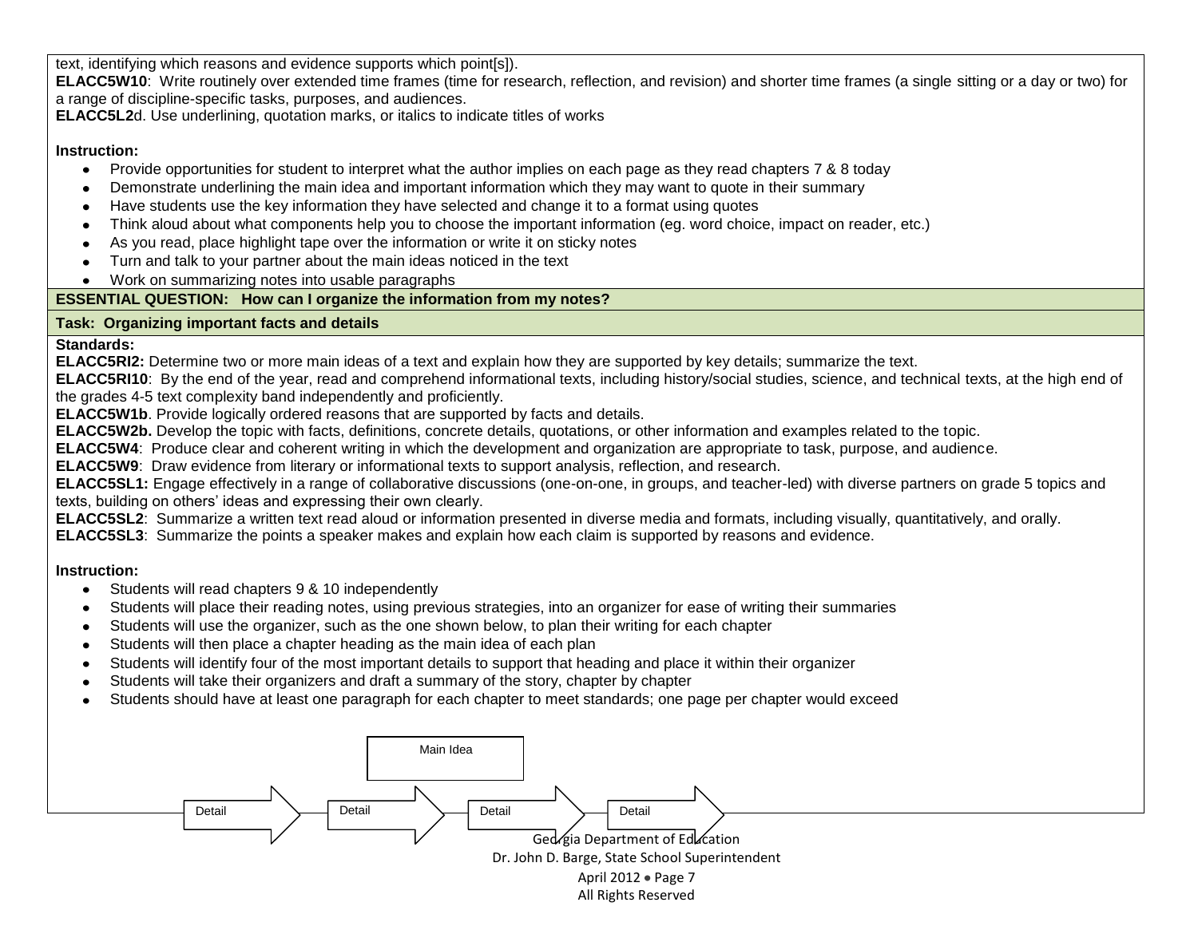text, identifying which reasons and evidence supports which point[s]).

**ELACC5W10**: Write routinely over extended time frames (time for research, reflection, and revision) and shorter time frames (a single sitting or a day or two) for a range of discipline-specific tasks, purposes, and audiences.

**ELACC5L2**d. Use underlining, quotation marks, or italics to indicate titles of works

**Instruction:**

- Provide opportunities for student to interpret what the author implies on each page as they read chapters 7 & 8 today
- Demonstrate underlining the main idea and important information which they may want to quote in their summary
- Have students use the key information they have selected and change it to a format using quotes
- Think aloud about what components help you to choose the important information (eg. word choice, impact on reader, etc.)
- As you read, place highlight tape over the information or write it on sticky notes
- Turn and talk to your partner about the main ideas noticed in the text
- Work on summarizing notes into usable paragraphs

**ESSENTIAL QUESTION: How can I organize the information from my notes?**

**Task: Organizing important facts and details**

**Standards:**

**ELACC5RI2:** Determine two or more main ideas of a text and explain how they are supported by key details; summarize the text.

**ELACC5RI10**: By the end of the year, read and comprehend informational texts, including history/social studies, science, and technical texts, at the high end of the grades 4-5 text complexity band independently and proficiently.

**ELACC5W1b**. Provide logically ordered reasons that are supported by facts and details.

**ELACC5W2b.** Develop the topic with facts, definitions, concrete details, quotations, or other information and examples related to the topic.

**ELACC5W4**: Produce clear and coherent writing in which the development and organization are appropriate to task, purpose, and audience.

**ELACC5W9**: Draw evidence from literary or informational texts to support analysis, reflection, and research.

**ELACC5SL1:** Engage effectively in a range of collaborative discussions (one-on-one, in groups, and teacher-led) with diverse partners on grade 5 topics and texts, building on others' ideas and expressing their own clearly.

**ELACC5SL2**: Summarize a written text read aloud or information presented in diverse media and formats, including visually, quantitatively, and orally.

**ELACC5SL3**: Summarize the points a speaker makes and explain how each claim is supported by reasons and evidence.

**Instruction:**

- Students will read chapters 9 & 10 independently
- Students will place their reading notes, using previous strategies, into an organizer for ease of writing their summaries
- Students will use the organizer, such as the one shown below, to plan their writing for each chapter
- Students will then place a chapter heading as the main idea of each plan
- Students will identify four of the most important details to support that heading and place it within their organizer
- Students will take their organizers and draft a summary of the story, chapter by chapter
- Students should have at least one paragraph for each chapter to meet standards; one page per chapter would exceed

Main Idea

Detail → Detail → Detail → Detail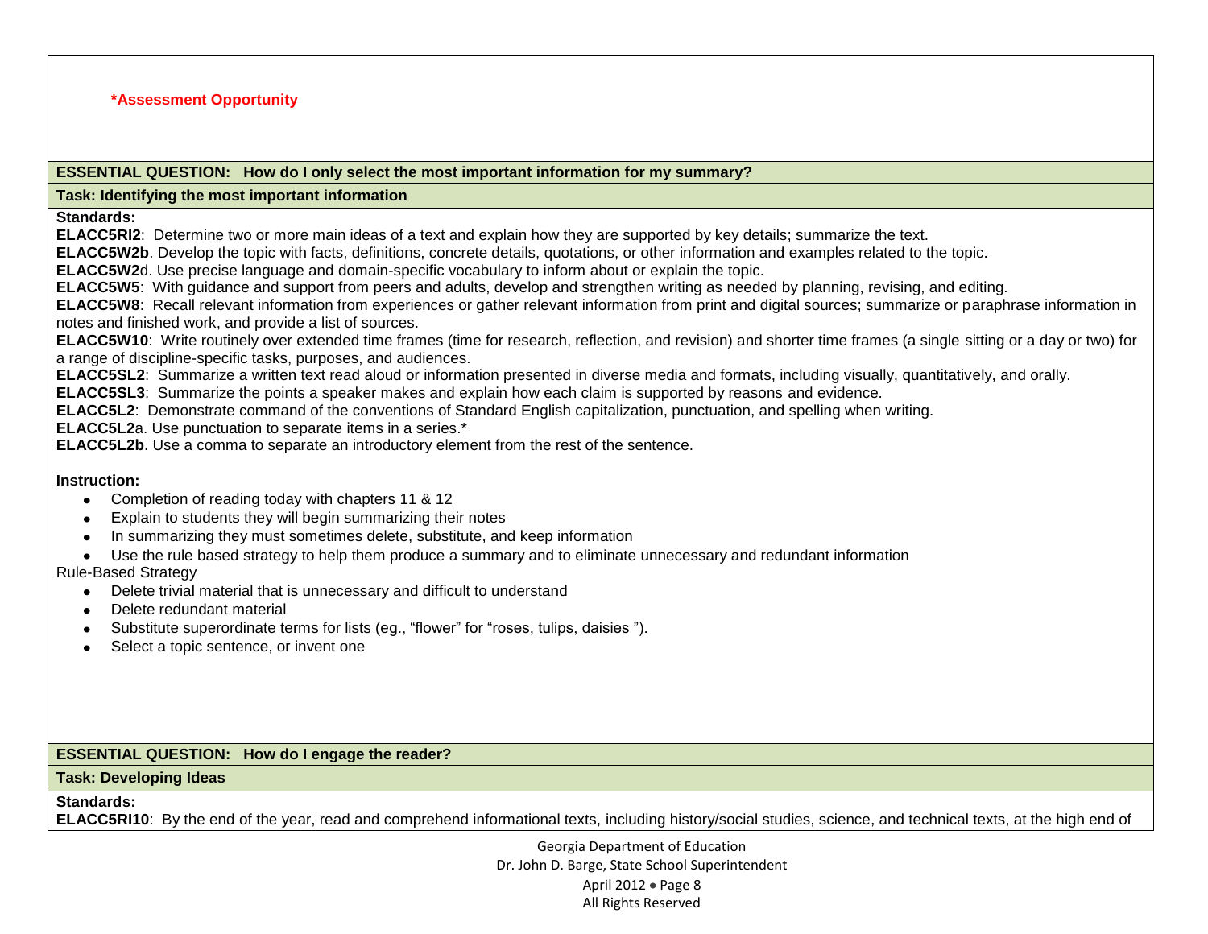**\*Assessment Opportunity**

**ESSENTIAL QUESTION: How do I only select the most important information for my summary?**

**Task: Identifying the most important information**

**Standards:**

**ELACC5RI2**: Determine two or more main ideas of a text and explain how they are supported by key details; summarize the text.
**ELACC5W2b**. Develop the topic with facts, definitions, concrete details, quotations, or other information and examples related to the topic.
**ELACC5W2**d. Use precise language and domain-specific vocabulary to inform about or explain the topic.
**ELACC5W5**: With guidance and support from peers and adults, develop and strengthen writing as needed by planning, revising, and editing.
**ELACC5W8**: Recall relevant information from experiences or gather relevant information from print and digital sources; summarize or paraphrase information in notes and finished work, and provide a list of sources.
**ELACC5W10**: Write routinely over extended time frames (time for research, reflection, and revision) and shorter time frames (a single sitting or a day or two) for a range of discipline-specific tasks, purposes, and audiences.
**ELACC5SL2**: Summarize a written text read aloud or information presented in diverse media and formats, including visually, quantitatively, and orally.
**ELACC5SL3**: Summarize the points a speaker makes and explain how each claim is supported by reasons and evidence.
**ELACC5L2**: Demonstrate command of the conventions of Standard English capitalization, punctuation, and spelling when writing.
**ELACC5L2**a. Use punctuation to separate items in a series.*
**ELACC5L2b**. Use a comma to separate an introductory element from the rest of the sentence.

**Instruction:**

- Completion of reading today with chapters 11 & 12
- Explain to students they will begin summarizing their notes
- In summarizing they must sometimes delete, substitute, and keep information
- Use the rule based strategy to help them produce a summary and to eliminate unnecessary and redundant information

Rule-Based Strategy

- Delete trivial material that is unnecessary and difficult to understand
- Delete redundant material
- Substitute superordinate terms for lists (eg., "flower" for "roses, tulips, daisies ").
- Select a topic sentence, or invent one

**ESSENTIAL QUESTION: How do I engage the reader?**

**Task: Developing Ideas**

**Standards:**

**ELACC5RI10**: By the end of the year, read and comprehend informational texts, including history/social studies, science, and technical texts, at the high end of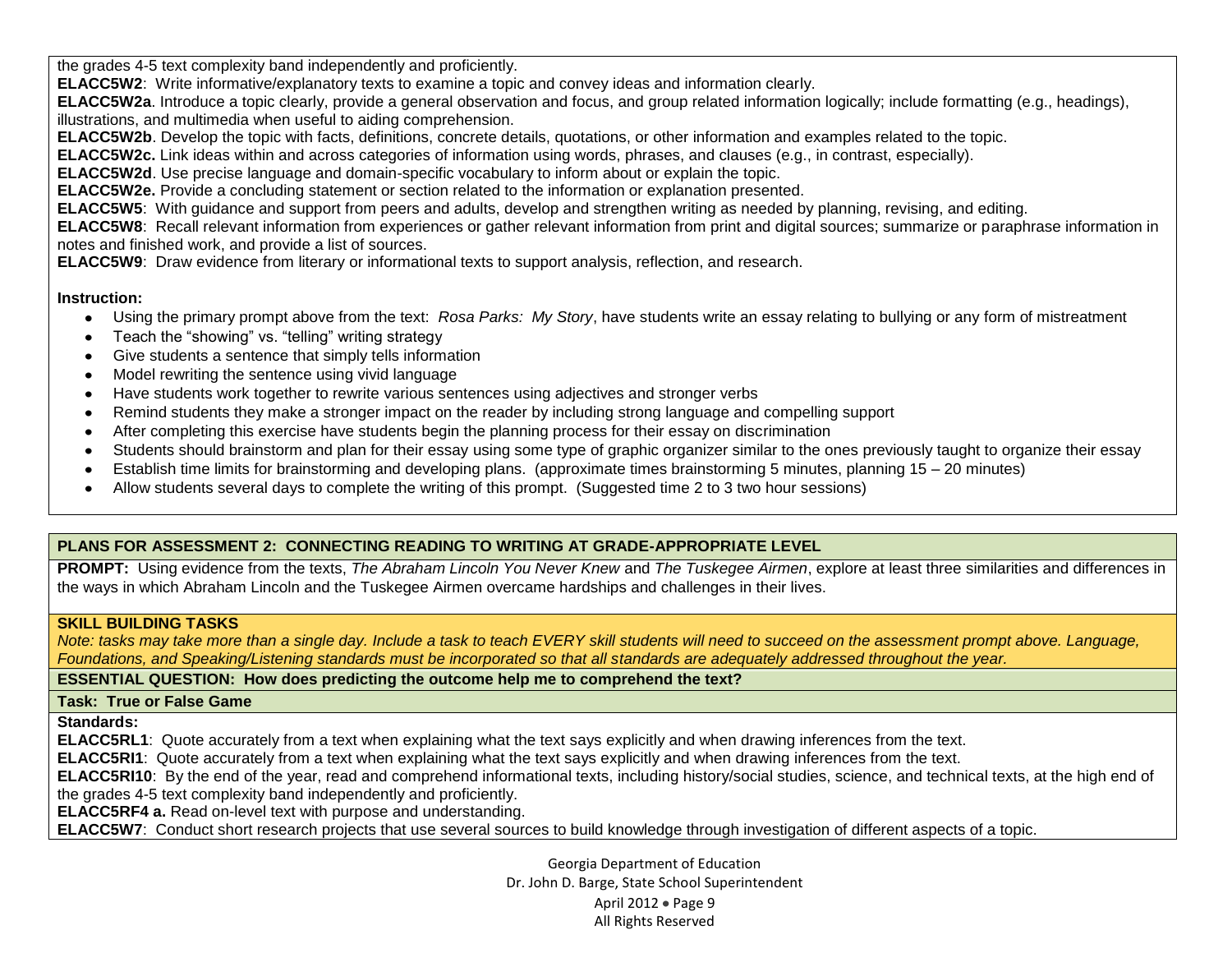the grades 4-5 text complexity band independently and proficiently.

**ELACC5W2**: Write informative/explanatory texts to examine a topic and convey ideas and information clearly.

**ELACC5W2a**. Introduce a topic clearly, provide a general observation and focus, and group related information logically; include formatting (e.g., headings), illustrations, and multimedia when useful to aiding comprehension.

**ELACC5W2b**. Develop the topic with facts, definitions, concrete details, quotations, or other information and examples related to the topic.

**ELACC5W2c.** Link ideas within and across categories of information using words, phrases, and clauses (e.g., in contrast, especially).

**ELACC5W2d**. Use precise language and domain-specific vocabulary to inform about or explain the topic.

**ELACC5W2e.** Provide a concluding statement or section related to the information or explanation presented.

**ELACC5W5**: With guidance and support from peers and adults, develop and strengthen writing as needed by planning, revising, and editing.

**ELACC5W8**: Recall relevant information from experiences or gather relevant information from print and digital sources; summarize or paraphrase information in notes and finished work, and provide a list of sources.

**ELACC5W9**: Draw evidence from literary or informational texts to support analysis, reflection, and research.

**Instruction:**

- Using the primary prompt above from the text: *Rosa Parks: My Story*, have students write an essay relating to bullying or any form of mistreatment
- Teach the "showing" vs. "telling" writing strategy
- Give students a sentence that simply tells information
- Model rewriting the sentence using vivid language
- Have students work together to rewrite various sentences using adjectives and stronger verbs
- Remind students they make a stronger impact on the reader by including strong language and compelling support
- After completing this exercise have students begin the planning process for their essay on discrimination
- Students should brainstorm and plan for their essay using some type of graphic organizer similar to the ones previously taught to organize their essay
- Establish time limits for brainstorming and developing plans. (approximate times brainstorming 5 minutes, planning 15 – 20 minutes)
- Allow students several days to complete the writing of this prompt. (Suggested time 2 to 3 two hour sessions)

**PLANS FOR ASSESSMENT 2: CONNECTING READING TO WRITING AT GRADE-APPROPRIATE LEVEL**

**PROMPT:** Using evidence from the texts, *The Abraham Lincoln You Never Knew* and *The Tuskegee Airmen*, explore at least three similarities and differences in the ways in which Abraham Lincoln and the Tuskegee Airmen overcame hardships and challenges in their lives.

**SKILL BUILDING TASKS**

*Note: tasks may take more than a single day. Include a task to teach EVERY skill students will need to succeed on the assessment prompt above. Language, Foundations, and Speaking/Listening standards must be incorporated so that all standards are adequately addressed throughout the year.*

**ESSENTIAL QUESTION: How does predicting the outcome help me to comprehend the text?**

**Task: True or False Game**

**Standards:**

**ELACC5RL1**: Quote accurately from a text when explaining what the text says explicitly and when drawing inferences from the text.

**ELACC5RI1**: Quote accurately from a text when explaining what the text says explicitly and when drawing inferences from the text.

**ELACC5RI10**: By the end of the year, read and comprehend informational texts, including history/social studies, science, and technical texts, at the high end of the grades 4-5 text complexity band independently and proficiently.

**ELACC5RF4 a.** Read on-level text with purpose and understanding.

**ELACC5W7**: Conduct short research projects that use several sources to build knowledge through investigation of different aspects of a topic.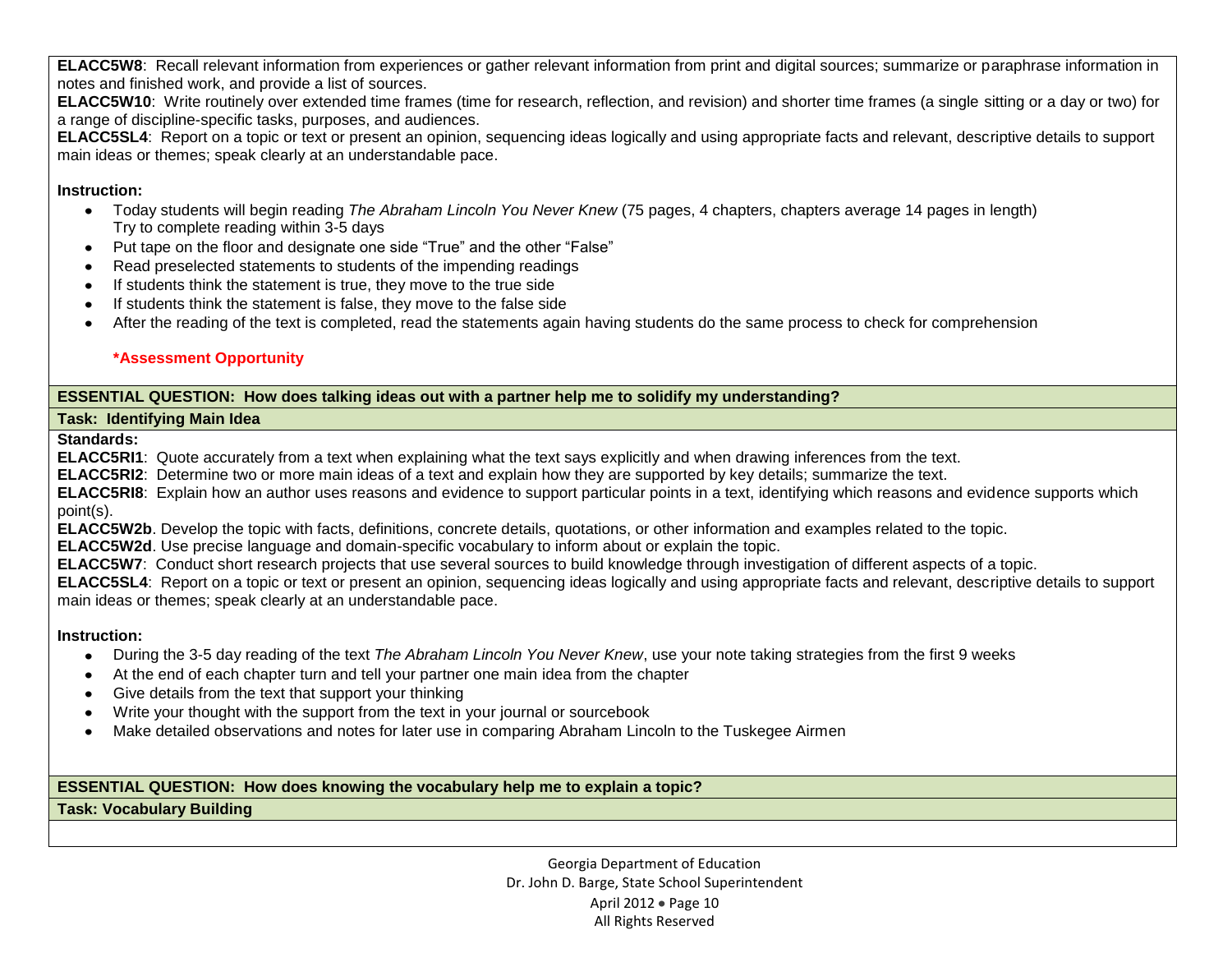**ELACC5W8**: Recall relevant information from experiences or gather relevant information from print and digital sources; summarize or paraphrase information in notes and finished work, and provide a list of sources.
**ELACC5W10**: Write routinely over extended time frames (time for research, reflection, and revision) and shorter time frames (a single sitting or a day or two) for a range of discipline-specific tasks, purposes, and audiences.
**ELACC5SL4**: Report on a topic or text or present an opinion, sequencing ideas logically and using appropriate facts and relevant, descriptive details to support main ideas or themes; speak clearly at an understandable pace.

**Instruction:**

- Today students will begin reading *The Abraham Lincoln You Never Knew* (75 pages, 4 chapters, chapters average 14 pages in length) Try to complete reading within 3-5 days
- Put tape on the floor and designate one side "True" and the other "False"
- Read preselected statements to students of the impending readings
- If students think the statement is true, they move to the true side
- If students think the statement is false, they move to the false side
- After the reading of the text is completed, read the statements again having students do the same process to check for comprehension

**\*Assessment Opportunity**

**ESSENTIAL QUESTION: How does talking ideas out with a partner help me to solidify my understanding?**

**Task: Identifying Main Idea**

**Standards:**
**ELACC5RI1**: Quote accurately from a text when explaining what the text says explicitly and when drawing inferences from the text.
**ELACC5RI2**: Determine two or more main ideas of a text and explain how they are supported by key details; summarize the text.
**ELACC5RI8**: Explain how an author uses reasons and evidence to support particular points in a text, identifying which reasons and evidence supports which point(s).
**ELACC5W2b**. Develop the topic with facts, definitions, concrete details, quotations, or other information and examples related to the topic.
**ELACC5W2d**. Use precise language and domain-specific vocabulary to inform about or explain the topic.
**ELACC5W7**: Conduct short research projects that use several sources to build knowledge through investigation of different aspects of a topic.
**ELACC5SL4**: Report on a topic or text or present an opinion, sequencing ideas logically and using appropriate facts and relevant, descriptive details to support main ideas or themes; speak clearly at an understandable pace.

**Instruction:**

- During the 3-5 day reading of the text *The Abraham Lincoln You Never Knew*, use your note taking strategies from the first 9 weeks
- At the end of each chapter turn and tell your partner one main idea from the chapter
- Give details from the text that support your thinking
- Write your thought with the support from the text in your journal or sourcebook
- Make detailed observations and notes for later use in comparing Abraham Lincoln to the Tuskegee Airmen

**ESSENTIAL QUESTION: How does knowing the vocabulary help me to explain a topic?**

**Task: Vocabulary Building**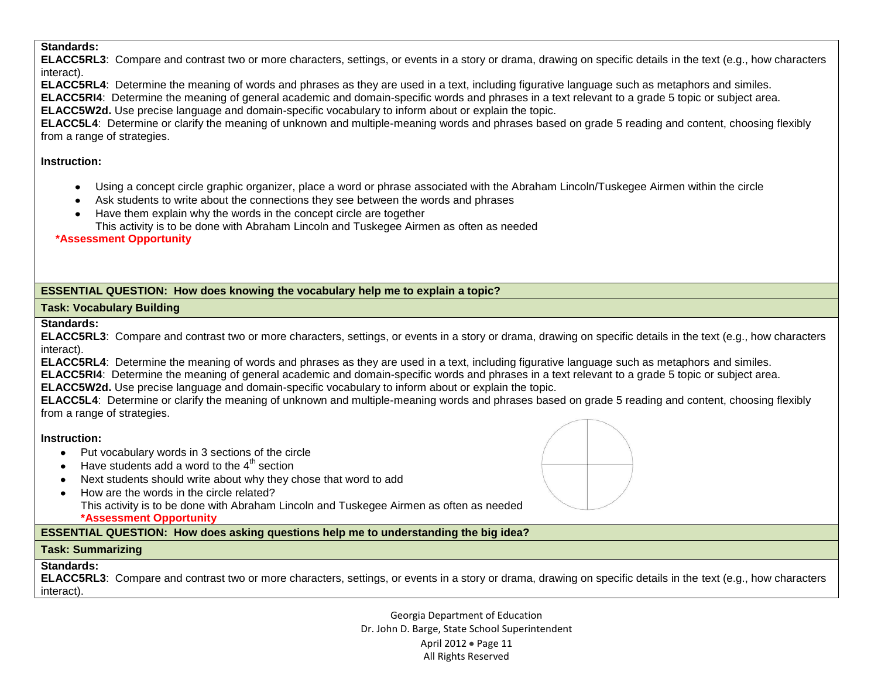**Standards:**
**ELACC5RL3**: Compare and contrast two or more characters, settings, or events in a story or drama, drawing on specific details in the text (e.g., how characters interact).
**ELACC5RL4**: Determine the meaning of words and phrases as they are used in a text, including figurative language such as metaphors and similes.
**ELACC5RI4**: Determine the meaning of general academic and domain-specific words and phrases in a text relevant to a grade 5 topic or subject area.
**ELACC5W2d.** Use precise language and domain-specific vocabulary to inform about or explain the topic.
**ELACC5L4**: Determine or clarify the meaning of unknown and multiple-meaning words and phrases based on grade 5 reading and content, choosing flexibly from a range of strategies.

**Instruction:**

- Using a concept circle graphic organizer, place a word or phrase associated with the Abraham Lincoln/Tuskegee Airmen within the circle
- Ask students to write about the connections they see between the words and phrases
- Have them explain why the words in the concept circle are together
  This activity is to be done with Abraham Lincoln and Tuskegee Airmen as often as needed

**\*Assessment Opportunity**

**ESSENTIAL QUESTION: How does knowing the vocabulary help me to explain a topic?**

**Task: Vocabulary Building**

**Standards:**
**ELACC5RL3**: Compare and contrast two or more characters, settings, or events in a story or drama, drawing on specific details in the text (e.g., how characters interact).
**ELACC5RL4**: Determine the meaning of words and phrases as they are used in a text, including figurative language such as metaphors and similes.
**ELACC5RI4**: Determine the meaning of general academic and domain-specific words and phrases in a text relevant to a grade 5 topic or subject area.
**ELACC5W2d.** Use precise language and domain-specific vocabulary to inform about or explain the topic.
**ELACC5L4**: Determine or clarify the meaning of unknown and multiple-meaning words and phrases based on grade 5 reading and content, choosing flexibly from a range of strategies.

**Instruction:**

- Put vocabulary words in 3 sections of the circle
- Have students add a word to the 4th section
- Next students should write about why they chose that word to add
- How are the words in the circle related?
  This activity is to be done with Abraham Lincoln and Tuskegee Airmen as often as needed
  **\*Assessment Opportunity**

**ESSENTIAL QUESTION: How does asking questions help me to understanding the big idea?**

**Task: Summarizing**

**Standards:**
**ELACC5RL3**: Compare and contrast two or more characters, settings, or events in a story or drama, drawing on specific details in the text (e.g., how characters interact).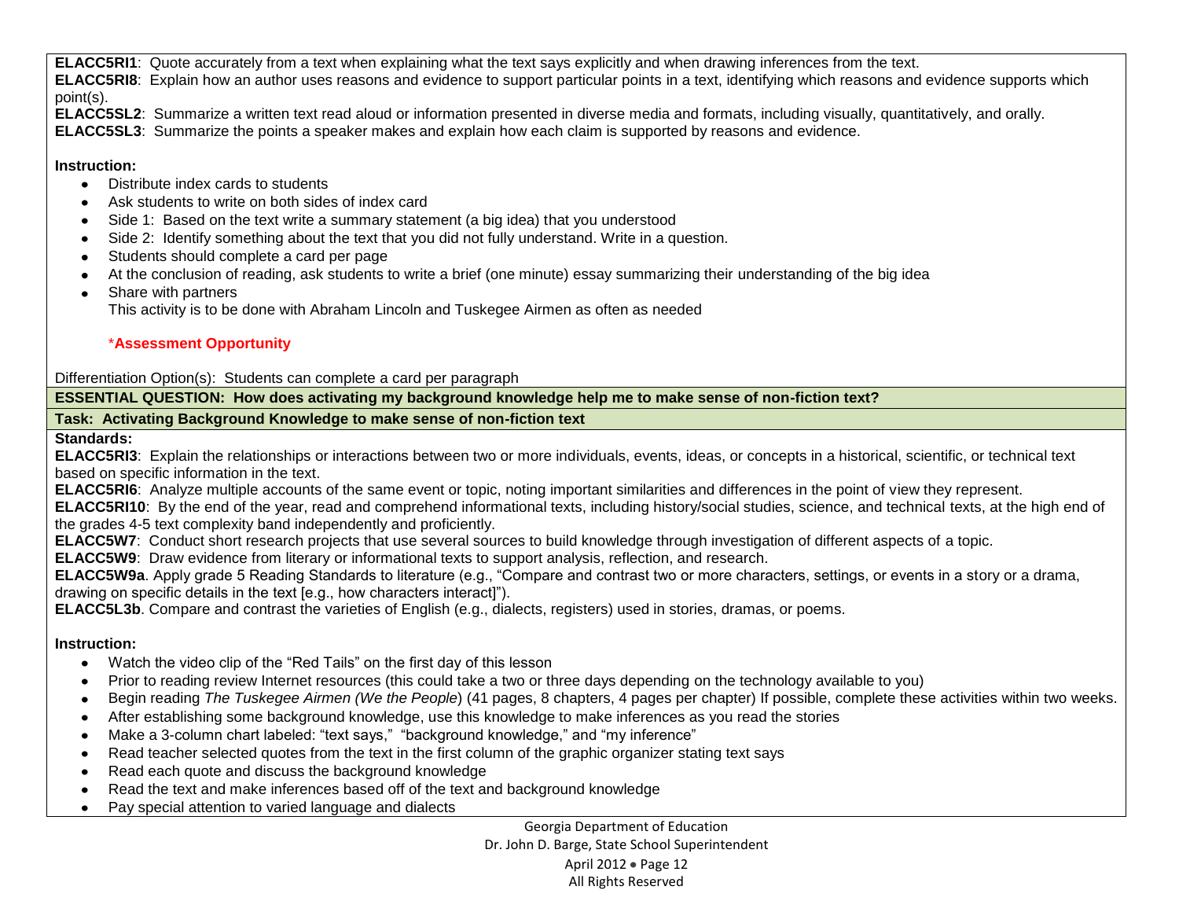**ELACC5RI1**: Quote accurately from a text when explaining what the text says explicitly and when drawing inferences from the text.
**ELACC5RI8**: Explain how an author uses reasons and evidence to support particular points in a text, identifying which reasons and evidence supports which point(s).
**ELACC5SL2**: Summarize a written text read aloud or information presented in diverse media and formats, including visually, quantitatively, and orally.
**ELACC5SL3**: Summarize the points a speaker makes and explain how each claim is supported by reasons and evidence.

**Instruction:**

- Distribute index cards to students
- Ask students to write on both sides of index card
- Side 1: Based on the text write a summary statement (a big idea) that you understood
- Side 2: Identify something about the text that you did not fully understand. Write in a question.
- Students should complete a card per page
- At the conclusion of reading, ask students to write a brief (one minute) essay summarizing their understanding of the big idea
- Share with partners
  This activity is to be done with Abraham Lincoln and Tuskegee Airmen as often as needed

  ***Assessment Opportunity**

Differentiation Option(s): Students can complete a card per paragraph

**ESSENTIAL QUESTION: How does activating my background knowledge help me to make sense of non-fiction text?**

**Task: Activating Background Knowledge to make sense of non-fiction text**

**Standards:**
**ELACC5RI3**: Explain the relationships or interactions between two or more individuals, events, ideas, or concepts in a historical, scientific, or technical text based on specific information in the text.
**ELACC5RI6**: Analyze multiple accounts of the same event or topic, noting important similarities and differences in the point of view they represent.
**ELACC5RI10**: By the end of the year, read and comprehend informational texts, including history/social studies, science, and technical texts, at the high end of the grades 4-5 text complexity band independently and proficiently.
**ELACC5W7**: Conduct short research projects that use several sources to build knowledge through investigation of different aspects of a topic.
**ELACC5W9**: Draw evidence from literary or informational texts to support analysis, reflection, and research.
**ELACC5W9a**. Apply grade 5 Reading Standards to literature (e.g., "Compare and contrast two or more characters, settings, or events in a story or a drama, drawing on specific details in the text [e.g., how characters interact]").
**ELACC5L3b**. Compare and contrast the varieties of English (e.g., dialects, registers) used in stories, dramas, or poems.

**Instruction:**

- Watch the video clip of the "Red Tails" on the first day of this lesson
- Prior to reading review Internet resources (this could take a two or three days depending on the technology available to you)
- Begin reading *The Tuskegee Airmen (We the People*) (41 pages, 8 chapters, 4 pages per chapter) If possible, complete these activities within two weeks.
- After establishing some background knowledge, use this knowledge to make inferences as you read the stories
- Make a 3-column chart labeled: "text says," "background knowledge," and "my inference"
- Read teacher selected quotes from the text in the first column of the graphic organizer stating text says
- Read each quote and discuss the background knowledge
- Read the text and make inferences based off of the text and background knowledge
- Pay special attention to varied language and dialects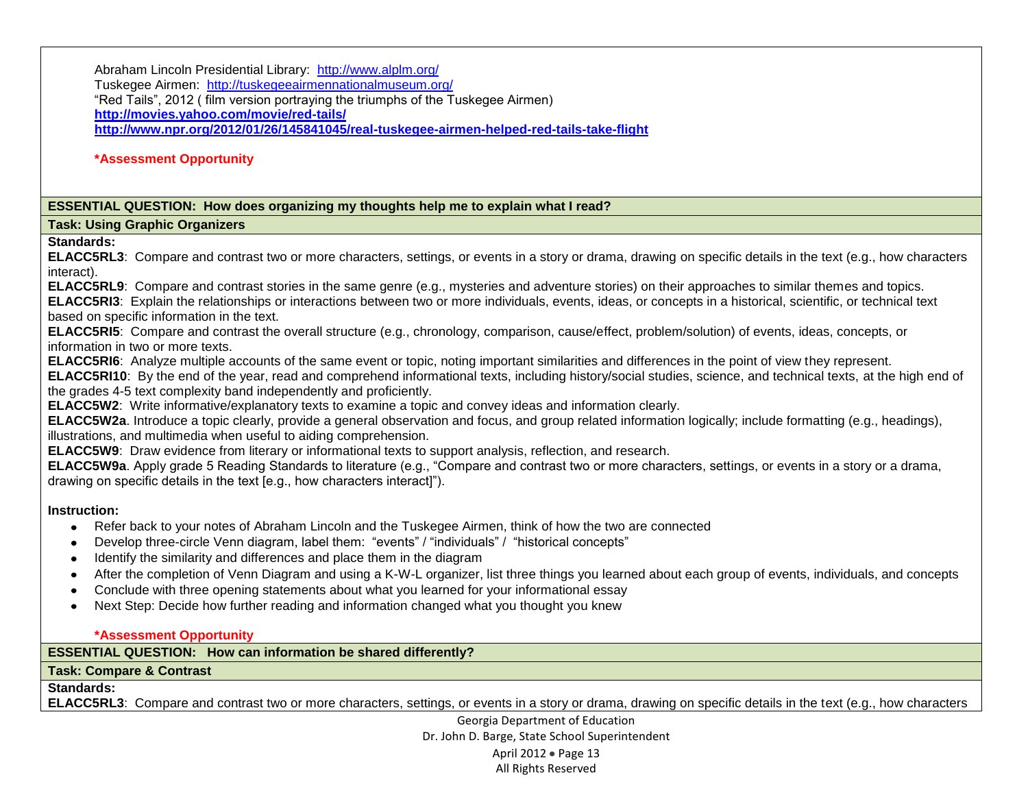Abraham Lincoln Presidential Library: http://www.alplm.org/
Tuskegee Airmen: http://tuskegeeairmennationalmuseum.org/
"Red Tails", 2012 ( film version portraying the triumphs of the Tuskegee Airmen)
**http://movies.yahoo.com/movie/red-tails/**
**http://www.npr.org/2012/01/26/145841045/real-tuskegee-airmen-helped-red-tails-take-flight**

**\*Assessment Opportunity**

**ESSENTIAL QUESTION: How does organizing my thoughts help me to explain what I read?**

**Task: Using Graphic Organizers**

**Standards:**

**ELACC5RL3**: Compare and contrast two or more characters, settings, or events in a story or drama, drawing on specific details in the text (e.g., how characters interact).
**ELACC5RL9**: Compare and contrast stories in the same genre (e.g., mysteries and adventure stories) on their approaches to similar themes and topics.
**ELACC5RI3**: Explain the relationships or interactions between two or more individuals, events, ideas, or concepts in a historical, scientific, or technical text based on specific information in the text.
**ELACC5RI5**: Compare and contrast the overall structure (e.g., chronology, comparison, cause/effect, problem/solution) of events, ideas, concepts, or information in two or more texts.
**ELACC5RI6**: Analyze multiple accounts of the same event or topic, noting important similarities and differences in the point of view they represent.
**ELACC5RI10**: By the end of the year, read and comprehend informational texts, including history/social studies, science, and technical texts, at the high end of the grades 4-5 text complexity band independently and proficiently.
**ELACC5W2**: Write informative/explanatory texts to examine a topic and convey ideas and information clearly.
**ELACC5W2a**. Introduce a topic clearly, provide a general observation and focus, and group related information logically; include formatting (e.g., headings), illustrations, and multimedia when useful to aiding comprehension.
**ELACC5W9**: Draw evidence from literary or informational texts to support analysis, reflection, and research.
**ELACC5W9a**. Apply grade 5 Reading Standards to literature (e.g., "Compare and contrast two or more characters, settings, or events in a story or a drama, drawing on specific details in the text [e.g., how characters interact]").

**Instruction:**

- Refer back to your notes of Abraham Lincoln and the Tuskegee Airmen, think of how the two are connected
- Develop three-circle Venn diagram, label them: "events" / "individuals" / "historical concepts"
- Identify the similarity and differences and place them in the diagram
- After the completion of Venn Diagram and using a K-W-L organizer, list three things you learned about each group of events, individuals, and concepts
- Conclude with three opening statements about what you learned for your informational essay
- Next Step: Decide how further reading and information changed what you thought you knew

**\*Assessment Opportunity**

**ESSENTIAL QUESTION: How can information be shared differently?**

**Task: Compare & Contrast**

**Standards:**

**ELACC5RL3**: Compare and contrast two or more characters, settings, or events in a story or drama, drawing on specific details in the text (e.g., how characters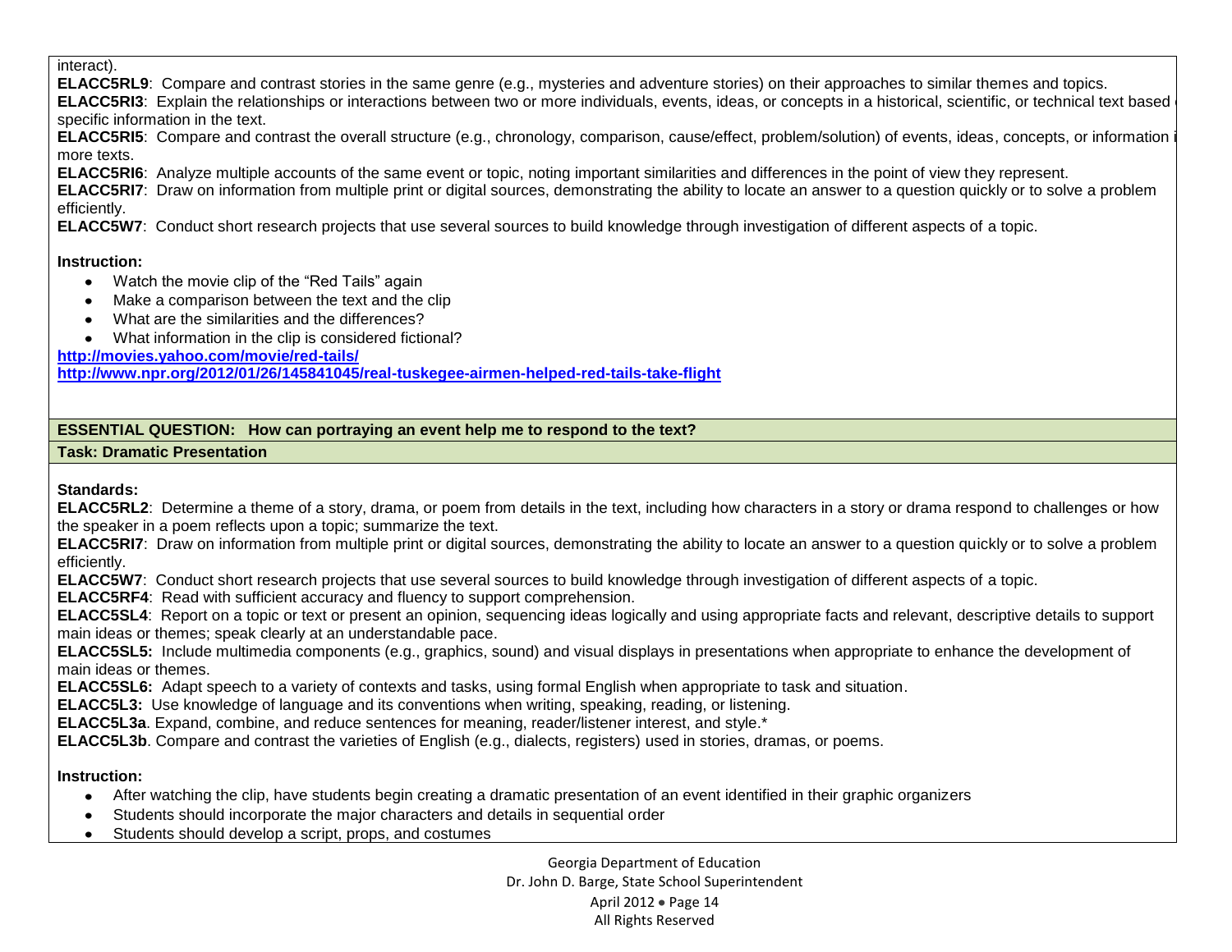interact).

**ELACC5RL9**: Compare and contrast stories in the same genre (e.g., mysteries and adventure stories) on their approaches to similar themes and topics.

**ELACC5RI3**: Explain the relationships or interactions between two or more individuals, events, ideas, or concepts in a historical, scientific, or technical text based on specific information in the text.

**ELACC5RI5**: Compare and contrast the overall structure (e.g., chronology, comparison, cause/effect, problem/solution) of events, ideas, concepts, or information in two or more texts.

**ELACC5RI6**: Analyze multiple accounts of the same event or topic, noting important similarities and differences in the point of view they represent.

**ELACC5RI7**: Draw on information from multiple print or digital sources, demonstrating the ability to locate an answer to a question quickly or to solve a problem efficiently.

**ELACC5W7**: Conduct short research projects that use several sources to build knowledge through investigation of different aspects of a topic.

**Instruction:**

- Watch the movie clip of the "Red Tails" again
- Make a comparison between the text and the clip
- What are the similarities and the differences?
- What information in the clip is considered fictional?

**http://movies.yahoo.com/movie/red-tails/**

**http://www.npr.org/2012/01/26/145841045/real-tuskegee-airmen-helped-red-tails-take-flight**

**ESSENTIAL QUESTION: How can portraying an event help me to respond to the text?**

**Task: Dramatic Presentation**

**Standards:**

**ELACC5RL2**: Determine a theme of a story, drama, or poem from details in the text, including how characters in a story or drama respond to challenges or how the speaker in a poem reflects upon a topic; summarize the text.

**ELACC5RI7**: Draw on information from multiple print or digital sources, demonstrating the ability to locate an answer to a question quickly or to solve a problem efficiently.

**ELACC5W7**: Conduct short research projects that use several sources to build knowledge through investigation of different aspects of a topic.

**ELACC5RF4**: Read with sufficient accuracy and fluency to support comprehension.

**ELACC5SL4**: Report on a topic or text or present an opinion, sequencing ideas logically and using appropriate facts and relevant, descriptive details to support main ideas or themes; speak clearly at an understandable pace.

**ELACC5SL5:** Include multimedia components (e.g., graphics, sound) and visual displays in presentations when appropriate to enhance the development of main ideas or themes.

**ELACC5SL6:** Adapt speech to a variety of contexts and tasks, using formal English when appropriate to task and situation.

**ELACC5L3:** Use knowledge of language and its conventions when writing, speaking, reading, or listening.

**ELACC5L3a**. Expand, combine, and reduce sentences for meaning, reader/listener interest, and style.*

**ELACC5L3b**. Compare and contrast the varieties of English (e.g., dialects, registers) used in stories, dramas, or poems.

**Instruction:**

- After watching the clip, have students begin creating a dramatic presentation of an event identified in their graphic organizers
- Students should incorporate the major characters and details in sequential order
- Students should develop a script, props, and costumes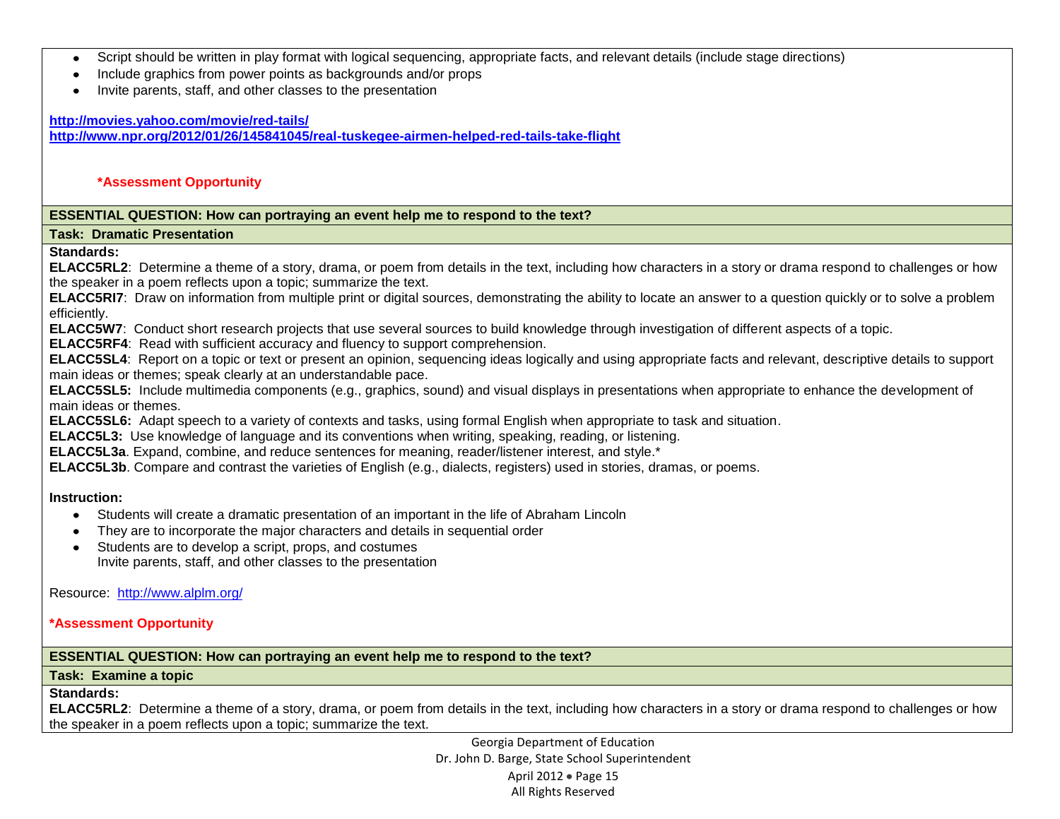- Script should be written in play format with logical sequencing, appropriate facts, and relevant details (include stage directions)
- Include graphics from power points as backgrounds and/or props
- Invite parents, staff, and other classes to the presentation

**http://movies.yahoo.com/movie/red-tails/**
**http://www.npr.org/2012/01/26/145841045/real-tuskegee-airmen-helped-red-tails-take-flight**

**\*Assessment Opportunity**

**ESSENTIAL QUESTION: How can portraying an event help me to respond to the text?**

**Task: Dramatic Presentation**

**Standards:**
**ELACC5RL2**: Determine a theme of a story, drama, or poem from details in the text, including how characters in a story or drama respond to challenges or how the speaker in a poem reflects upon a topic; summarize the text.
**ELACC5RI7**: Draw on information from multiple print or digital sources, demonstrating the ability to locate an answer to a question quickly or to solve a problem efficiently.
**ELACC5W7**: Conduct short research projects that use several sources to build knowledge through investigation of different aspects of a topic.
**ELACC5RF4**: Read with sufficient accuracy and fluency to support comprehension.
**ELACC5SL4**: Report on a topic or text or present an opinion, sequencing ideas logically and using appropriate facts and relevant, descriptive details to support main ideas or themes; speak clearly at an understandable pace.
**ELACC5SL5:** Include multimedia components (e.g., graphics, sound) and visual displays in presentations when appropriate to enhance the development of main ideas or themes.
**ELACC5SL6:** Adapt speech to a variety of contexts and tasks, using formal English when appropriate to task and situation.
**ELACC5L3:** Use knowledge of language and its conventions when writing, speaking, reading, or listening.
**ELACC5L3a**. Expand, combine, and reduce sentences for meaning, reader/listener interest, and style.*
**ELACC5L3b**. Compare and contrast the varieties of English (e.g., dialects, registers) used in stories, dramas, or poems.

**Instruction:**

- Students will create a dramatic presentation of an important in the life of Abraham Lincoln
- They are to incorporate the major characters and details in sequential order
- Students are to develop a script, props, and costumes
  Invite parents, staff, and other classes to the presentation

Resource: http://www.alplm.org/

**\*Assessment Opportunity**

**ESSENTIAL QUESTION: How can portraying an event help me to respond to the text?**

**Task: Examine a topic**

**Standards:**
**ELACC5RL2**: Determine a theme of a story, drama, or poem from details in the text, including how characters in a story or drama respond to challenges or how the speaker in a poem reflects upon a topic; summarize the text.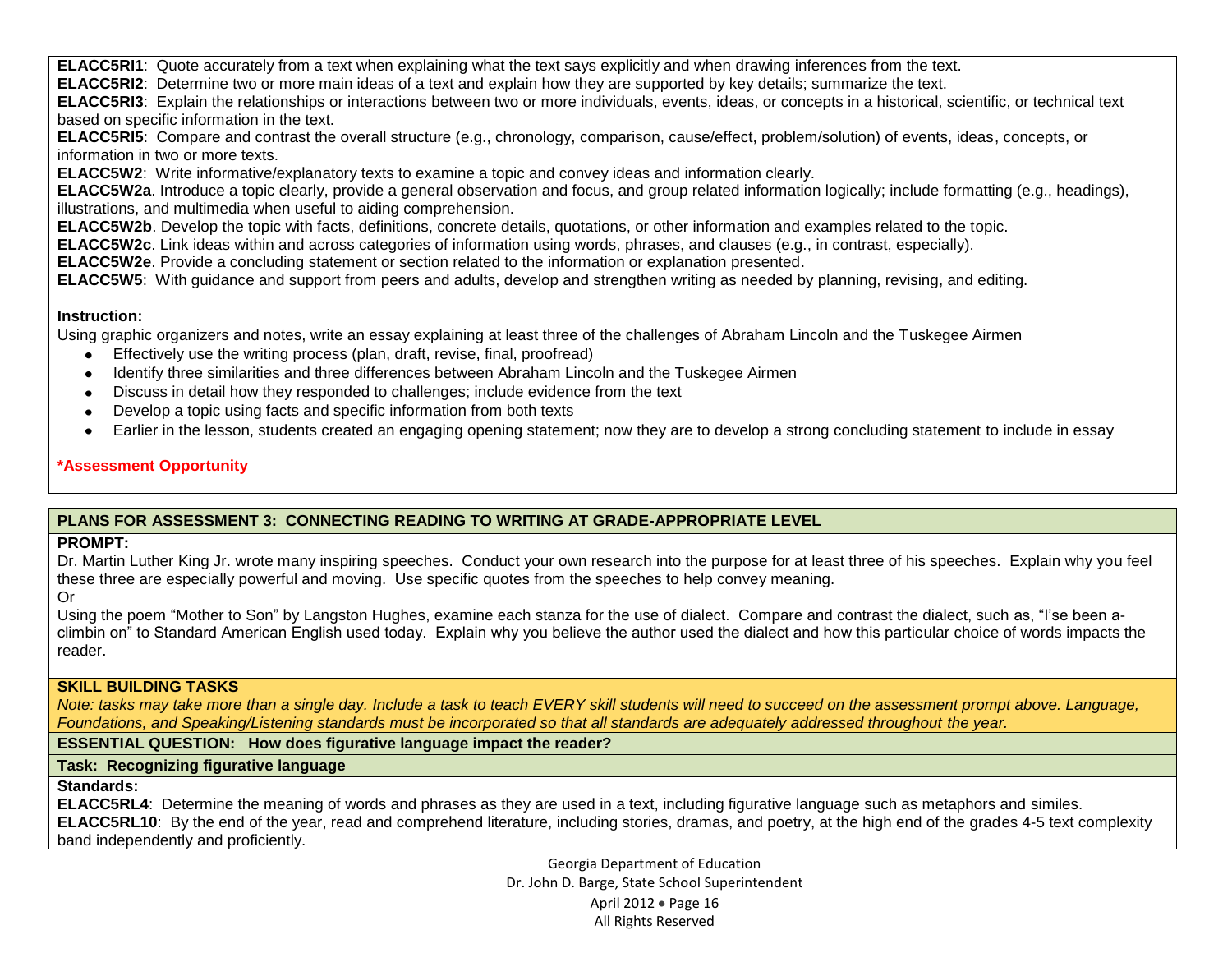**ELACC5RI1**: Quote accurately from a text when explaining what the text says explicitly and when drawing inferences from the text.
**ELACC5RI2**: Determine two or more main ideas of a text and explain how they are supported by key details; summarize the text.
**ELACC5RI3**: Explain the relationships or interactions between two or more individuals, events, ideas, or concepts in a historical, scientific, or technical text based on specific information in the text.
**ELACC5RI5**: Compare and contrast the overall structure (e.g., chronology, comparison, cause/effect, problem/solution) of events, ideas, concepts, or information in two or more texts.
**ELACC5W2**: Write informative/explanatory texts to examine a topic and convey ideas and information clearly.
**ELACC5W2a**. Introduce a topic clearly, provide a general observation and focus, and group related information logically; include formatting (e.g., headings), illustrations, and multimedia when useful to aiding comprehension.
**ELACC5W2b**. Develop the topic with facts, definitions, concrete details, quotations, or other information and examples related to the topic.
**ELACC5W2c**. Link ideas within and across categories of information using words, phrases, and clauses (e.g., in contrast, especially).
**ELACC5W2e**. Provide a concluding statement or section related to the information or explanation presented.
**ELACC5W5**: With guidance and support from peers and adults, develop and strengthen writing as needed by planning, revising, and editing.

**Instruction:**
Using graphic organizers and notes, write an essay explaining at least three of the challenges of Abraham Lincoln and the Tuskegee Airmen

- Effectively use the writing process (plan, draft, revise, final, proofread)
- Identify three similarities and three differences between Abraham Lincoln and the Tuskegee Airmen
- Discuss in detail how they responded to challenges; include evidence from the text
- Develop a topic using facts and specific information from both texts
- Earlier in the lesson, students created an engaging opening statement; now they are to develop a strong concluding statement to include in essay

**\*Assessment Opportunity**

## PLANS FOR ASSESSMENT 3: CONNECTING READING TO WRITING AT GRADE-APPROPRIATE LEVEL

**PROMPT:**
Dr. Martin Luther King Jr. wrote many inspiring speeches. Conduct your own research into the purpose for at least three of his speeches. Explain why you feel these three are especially powerful and moving. Use specific quotes from the speeches to help convey meaning.
Or
Using the poem "Mother to Son" by Langston Hughes, examine each stanza for the use of dialect. Compare and contrast the dialect, such as, "I'se been a-climbin on" to Standard American English used today. Explain why you believe the author used the dialect and how this particular choice of words impacts the reader.

**SKILL BUILDING TASKS**
*Note: tasks may take more than a single day. Include a task to teach EVERY skill students will need to succeed on the assessment prompt above. Language, Foundations, and Speaking/Listening standards must be incorporated so that all standards are adequately addressed throughout the year.*

**ESSENTIAL QUESTION: How does figurative language impact the reader?**

**Task: Recognizing figurative language**

**Standards:**
**ELACC5RL4**: Determine the meaning of words and phrases as they are used in a text, including figurative language such as metaphors and similes.
**ELACC5RL10**: By the end of the year, read and comprehend literature, including stories, dramas, and poetry, at the high end of the grades 4-5 text complexity band independently and proficiently.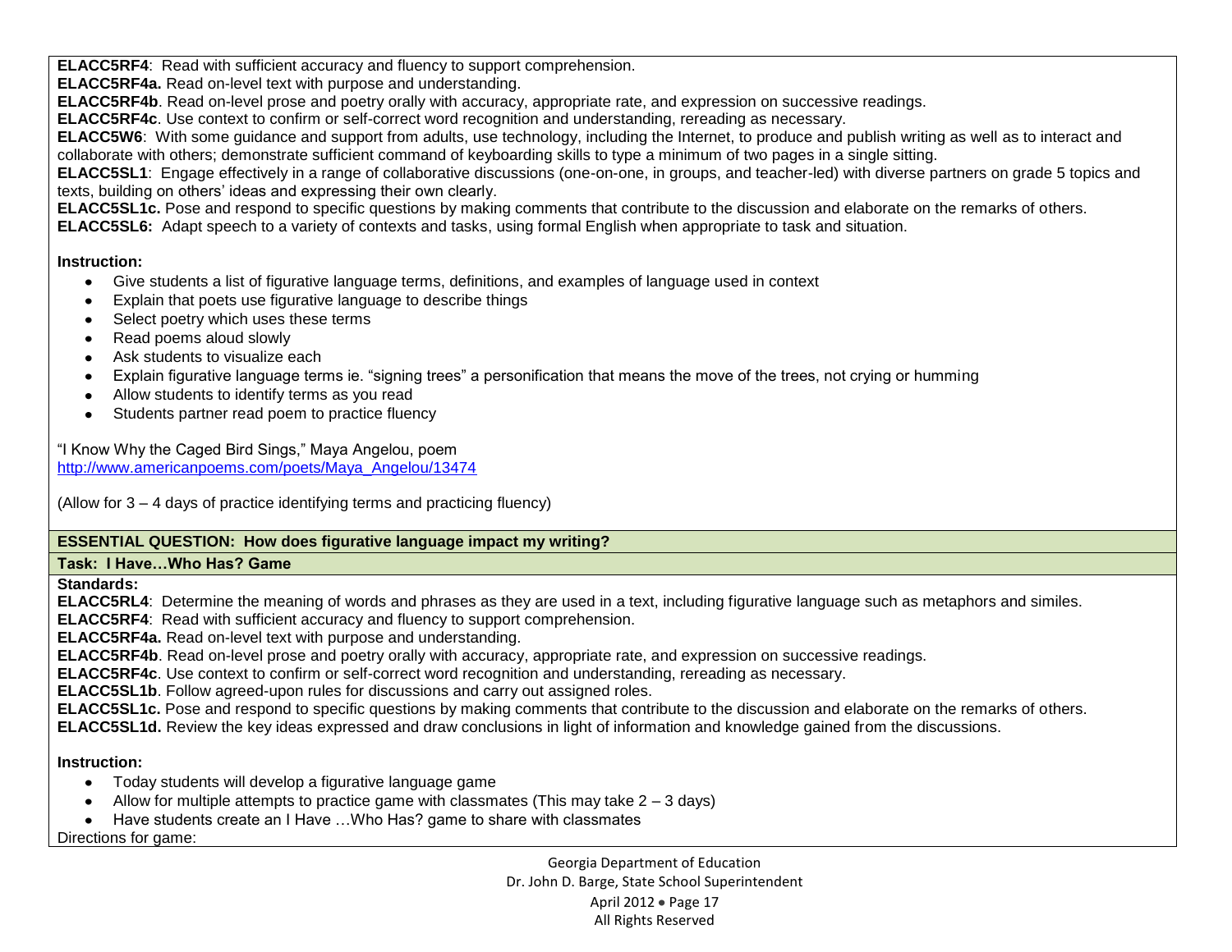**ELACC5RF4**: Read with sufficient accuracy and fluency to support comprehension.
**ELACC5RF4a.** Read on-level text with purpose and understanding.
**ELACC5RF4b**. Read on-level prose and poetry orally with accuracy, appropriate rate, and expression on successive readings.
**ELACC5RF4c**. Use context to confirm or self-correct word recognition and understanding, rereading as necessary.
**ELACC5W6**: With some guidance and support from adults, use technology, including the Internet, to produce and publish writing as well as to interact and collaborate with others; demonstrate sufficient command of keyboarding skills to type a minimum of two pages in a single sitting.
**ELACC5SL1**: Engage effectively in a range of collaborative discussions (one-on-one, in groups, and teacher-led) with diverse partners on grade 5 topics and texts, building on others' ideas and expressing their own clearly.
**ELACC5SL1c.** Pose and respond to specific questions by making comments that contribute to the discussion and elaborate on the remarks of others.
**ELACC5SL6:** Adapt speech to a variety of contexts and tasks, using formal English when appropriate to task and situation.

**Instruction:**

- Give students a list of figurative language terms, definitions, and examples of language used in context
- Explain that poets use figurative language to describe things
- Select poetry which uses these terms
- Read poems aloud slowly
- Ask students to visualize each
- Explain figurative language terms ie. "signing trees" a personification that means the move of the trees, not crying or humming
- Allow students to identify terms as you read
- Students partner read poem to practice fluency

"I Know Why the Caged Bird Sings," Maya Angelou, poem
http://www.americanpoems.com/poets/Maya_Angelou/13474

(Allow for 3 – 4 days of practice identifying terms and practicing fluency)

**ESSENTIAL QUESTION: How does figurative language impact my writing?**

**Task: I Have…Who Has? Game**

**Standards:**
**ELACC5RL4**: Determine the meaning of words and phrases as they are used in a text, including figurative language such as metaphors and similes.
**ELACC5RF4**: Read with sufficient accuracy and fluency to support comprehension.
**ELACC5RF4a.** Read on-level text with purpose and understanding.
**ELACC5RF4b**. Read on-level prose and poetry orally with accuracy, appropriate rate, and expression on successive readings.
**ELACC5RF4c**. Use context to confirm or self-correct word recognition and understanding, rereading as necessary.
**ELACC5SL1b**. Follow agreed-upon rules for discussions and carry out assigned roles.
**ELACC5SL1c.** Pose and respond to specific questions by making comments that contribute to the discussion and elaborate on the remarks of others.
**ELACC5SL1d.** Review the key ideas expressed and draw conclusions in light of information and knowledge gained from the discussions.

**Instruction:**

- Today students will develop a figurative language game
- Allow for multiple attempts to practice game with classmates (This may take 2 – 3 days)
- Have students create an I Have …Who Has? game to share with classmates

Directions for game: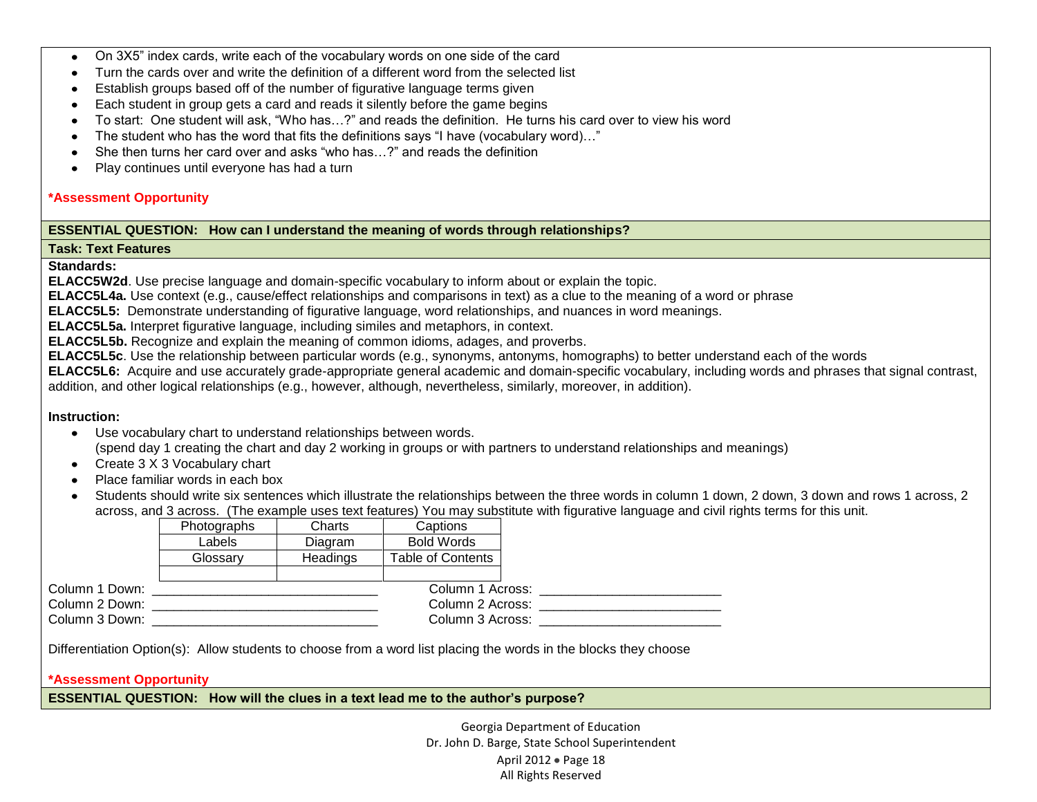- On 3X5" index cards, write each of the vocabulary words on one side of the card
- Turn the cards over and write the definition of a different word from the selected list
- Establish groups based off of the number of figurative language terms given
- Each student in group gets a card and reads it silently before the game begins
- To start: One student will ask, "Who has…?" and reads the definition. He turns his card over to view his word
- The student who has the word that fits the definitions says "I have (vocabulary word)…"
- She then turns her card over and asks "who has…?" and reads the definition
- Play continues until everyone has had a turn

***Assessment Opportunity**

**ESSENTIAL QUESTION: How can I understand the meaning of words through relationships?**

**Task: Text Features**

**Standards:**

**ELACC5W2d**. Use precise language and domain-specific vocabulary to inform about or explain the topic.
**ELACC5L4a.** Use context (e.g., cause/effect relationships and comparisons in text) as a clue to the meaning of a word or phrase
**ELACC5L5:** Demonstrate understanding of figurative language, word relationships, and nuances in word meanings.
**ELACC5L5a.** Interpret figurative language, including similes and metaphors, in context.
**ELACC5L5b.** Recognize and explain the meaning of common idioms, adages, and proverbs.
**ELACC5L5c**. Use the relationship between particular words (e.g., synonyms, antonyms, homographs) to better understand each of the words
**ELACC5L6:** Acquire and use accurately grade-appropriate general academic and domain-specific vocabulary, including words and phrases that signal contrast, addition, and other logical relationships (e.g., however, although, nevertheless, similarly, moreover, in addition).

**Instruction:**

- Use vocabulary chart to understand relationships between words.
  (spend day 1 creating the chart and day 2 working in groups or with partners to understand relationships and meanings)
- Create 3 X 3 Vocabulary chart
- Place familiar words in each box
- Students should write six sentences which illustrate the relationships between the three words in column 1 down, 2 down, 3 down and rows 1 across, 2 across, and 3 across. (The example uses text features) You may substitute with figurative language and civil rights terms for this unit.

| Photographs | Charts | Captions |
|---|---|---|
| Labels | Diagram | Bold Words |
| Glossary | Headings | Table of Contents |
| | | |

Column 1 Down: ______________________________ Column 1 Across: ________________________
Column 2 Down: ______________________________ Column 2 Across: ________________________
Column 3 Down: ______________________________ Column 3 Across: ________________________

Differentiation Option(s): Allow students to choose from a word list placing the words in the blocks they choose

***Assessment Opportunity**

**ESSENTIAL QUESTION: How will the clues in a text lead me to the author's purpose?**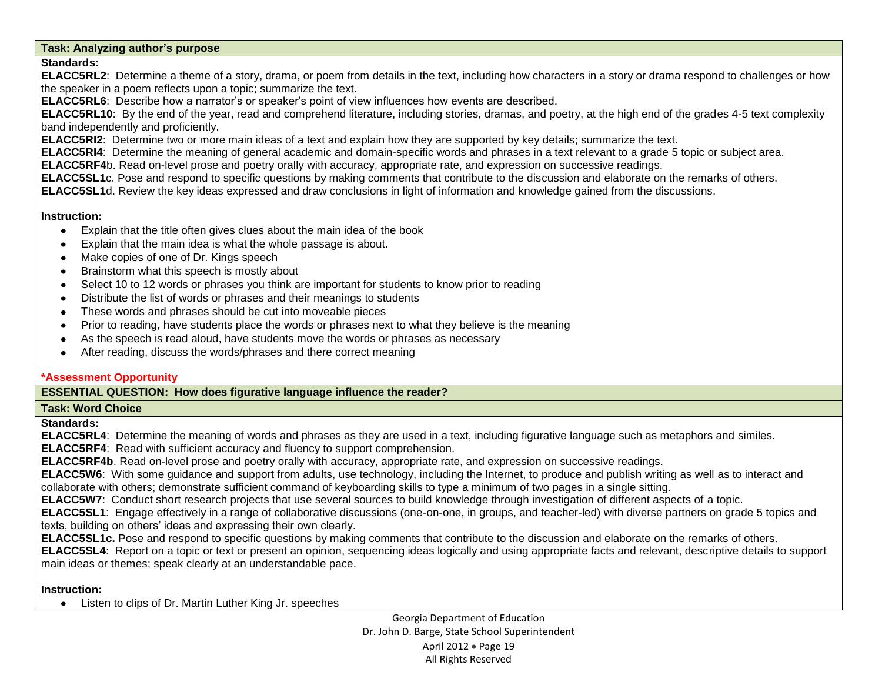**Task: Analyzing author's purpose**

**Standards:**

**ELACC5RL2**: Determine a theme of a story, drama, or poem from details in the text, including how characters in a story or drama respond to challenges or how the speaker in a poem reflects upon a topic; summarize the text.
**ELACC5RL6**: Describe how a narrator's or speaker's point of view influences how events are described.
**ELACC5RL10**: By the end of the year, read and comprehend literature, including stories, dramas, and poetry, at the high end of the grades 4-5 text complexity band independently and proficiently.
**ELACC5RI2**: Determine two or more main ideas of a text and explain how they are supported by key details; summarize the text.
**ELACC5RI4**: Determine the meaning of general academic and domain-specific words and phrases in a text relevant to a grade 5 topic or subject area.
**ELACC5RF4**b. Read on-level prose and poetry orally with accuracy, appropriate rate, and expression on successive readings.
**ELACC5SL1**c. Pose and respond to specific questions by making comments that contribute to the discussion and elaborate on the remarks of others.
**ELACC5SL1**d. Review the key ideas expressed and draw conclusions in light of information and knowledge gained from the discussions.

**Instruction:**

- Explain that the title often gives clues about the main idea of the book
- Explain that the main idea is what the whole passage is about.
- Make copies of one of Dr. Kings speech
- Brainstorm what this speech is mostly about
- Select 10 to 12 words or phrases you think are important for students to know prior to reading
- Distribute the list of words or phrases and their meanings to students
- These words and phrases should be cut into moveable pieces
- Prior to reading, have students place the words or phrases next to what they believe is the meaning
- As the speech is read aloud, have students move the words or phrases as necessary
- After reading, discuss the words/phrases and there correct meaning

**\*Assessment Opportunity**

**ESSENTIAL QUESTION: How does figurative language influence the reader?**

**Task: Word Choice**

**Standards:**

**ELACC5RL4**: Determine the meaning of words and phrases as they are used in a text, including figurative language such as metaphors and similes.
**ELACC5RF4**: Read with sufficient accuracy and fluency to support comprehension.
**ELACC5RF4b**. Read on-level prose and poetry orally with accuracy, appropriate rate, and expression on successive readings.
**ELACC5W6**: With some guidance and support from adults, use technology, including the Internet, to produce and publish writing as well as to interact and collaborate with others; demonstrate sufficient command of keyboarding skills to type a minimum of two pages in a single sitting.
**ELACC5W7**: Conduct short research projects that use several sources to build knowledge through investigation of different aspects of a topic.
**ELACC5SL1**: Engage effectively in a range of collaborative discussions (one-on-one, in groups, and teacher-led) with diverse partners on grade 5 topics and texts, building on others' ideas and expressing their own clearly.
**ELACC5SL1c.** Pose and respond to specific questions by making comments that contribute to the discussion and elaborate on the remarks of others.
**ELACC5SL4**: Report on a topic or text or present an opinion, sequencing ideas logically and using appropriate facts and relevant, descriptive details to support main ideas or themes; speak clearly at an understandable pace.

**Instruction:**

- Listen to clips of Dr. Martin Luther King Jr. speeches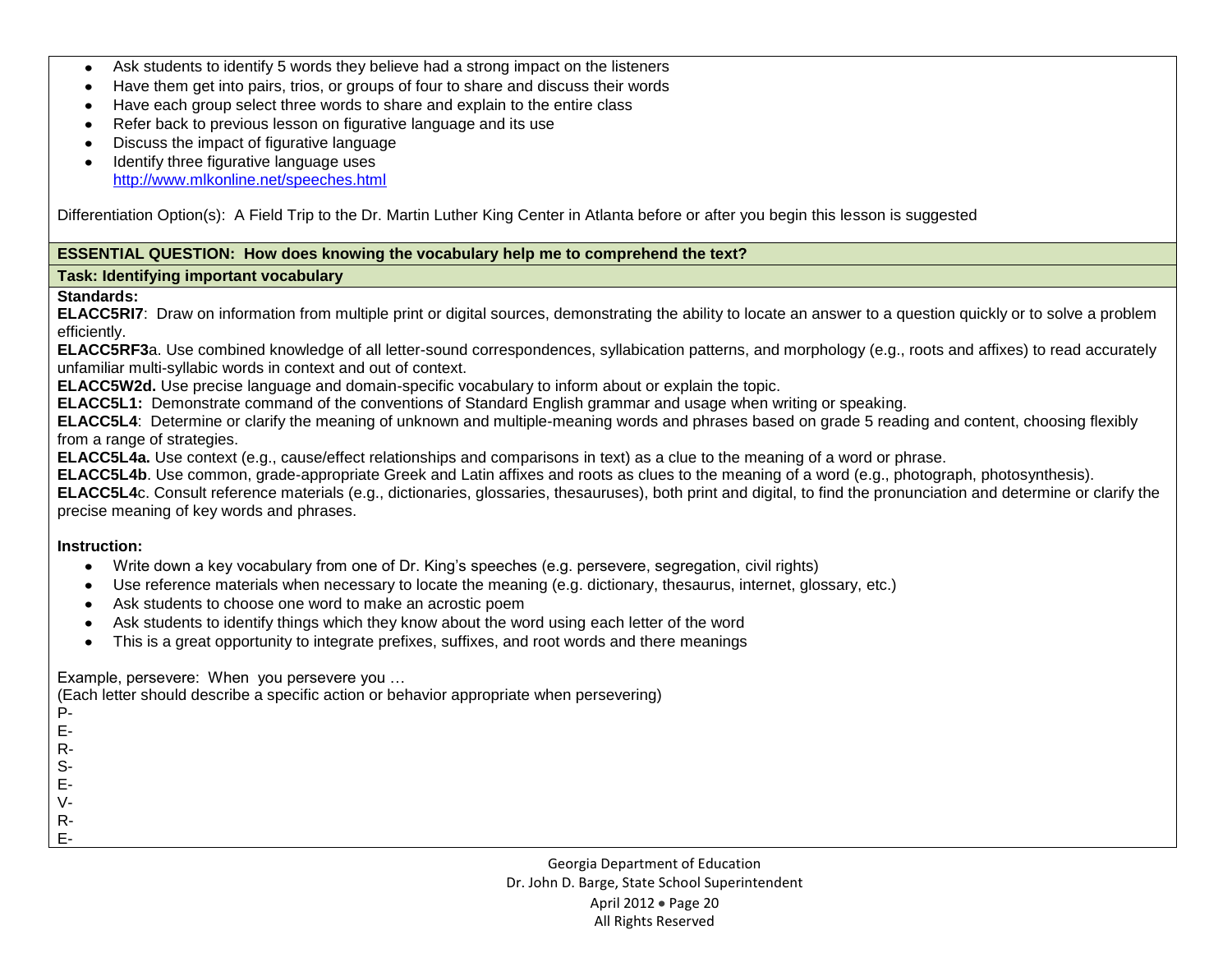- Ask students to identify 5 words they believe had a strong impact on the listeners
- Have them get into pairs, trios, or groups of four to share and discuss their words
- Have each group select three words to share and explain to the entire class
- Refer back to previous lesson on figurative language and its use
- Discuss the impact of figurative language
- Identify three figurative language uses
  http://www.mlkonline.net/speeches.html

Differentiation Option(s): A Field Trip to the Dr. Martin Luther King Center in Atlanta before or after you begin this lesson is suggested

**ESSENTIAL QUESTION: How does knowing the vocabulary help me to comprehend the text?**

**Task: Identifying important vocabulary**

**Standards:**

**ELACC5RI7**: Draw on information from multiple print or digital sources, demonstrating the ability to locate an answer to a question quickly or to solve a problem efficiently.

**ELACC5RF3**a. Use combined knowledge of all letter-sound correspondences, syllabication patterns, and morphology (e.g., roots and affixes) to read accurately unfamiliar multi-syllabic words in context and out of context.

**ELACC5W2d.** Use precise language and domain-specific vocabulary to inform about or explain the topic.

**ELACC5L1:** Demonstrate command of the conventions of Standard English grammar and usage when writing or speaking.

**ELACC5L4**: Determine or clarify the meaning of unknown and multiple-meaning words and phrases based on grade 5 reading and content, choosing flexibly from a range of strategies.

**ELACC5L4a.** Use context (e.g., cause/effect relationships and comparisons in text) as a clue to the meaning of a word or phrase.

**ELACC5L4b**. Use common, grade-appropriate Greek and Latin affixes and roots as clues to the meaning of a word (e.g., photograph, photosynthesis).

**ELACC5L4**c. Consult reference materials (e.g., dictionaries, glossaries, thesauruses), both print and digital, to find the pronunciation and determine or clarify the precise meaning of key words and phrases.

**Instruction:**

- Write down a key vocabulary from one of Dr. King's speeches (e.g. persevere, segregation, civil rights)
- Use reference materials when necessary to locate the meaning (e.g. dictionary, thesaurus, internet, glossary, etc.)
- Ask students to choose one word to make an acrostic poem
- Ask students to identify things which they know about the word using each letter of the word
- This is a great opportunity to integrate prefixes, suffixes, and root words and there meanings

Example, persevere: When you persevere you …
(Each letter should describe a specific action or behavior appropriate when persevering)
P-
E-
R-
S-
E-
V-
R-
E-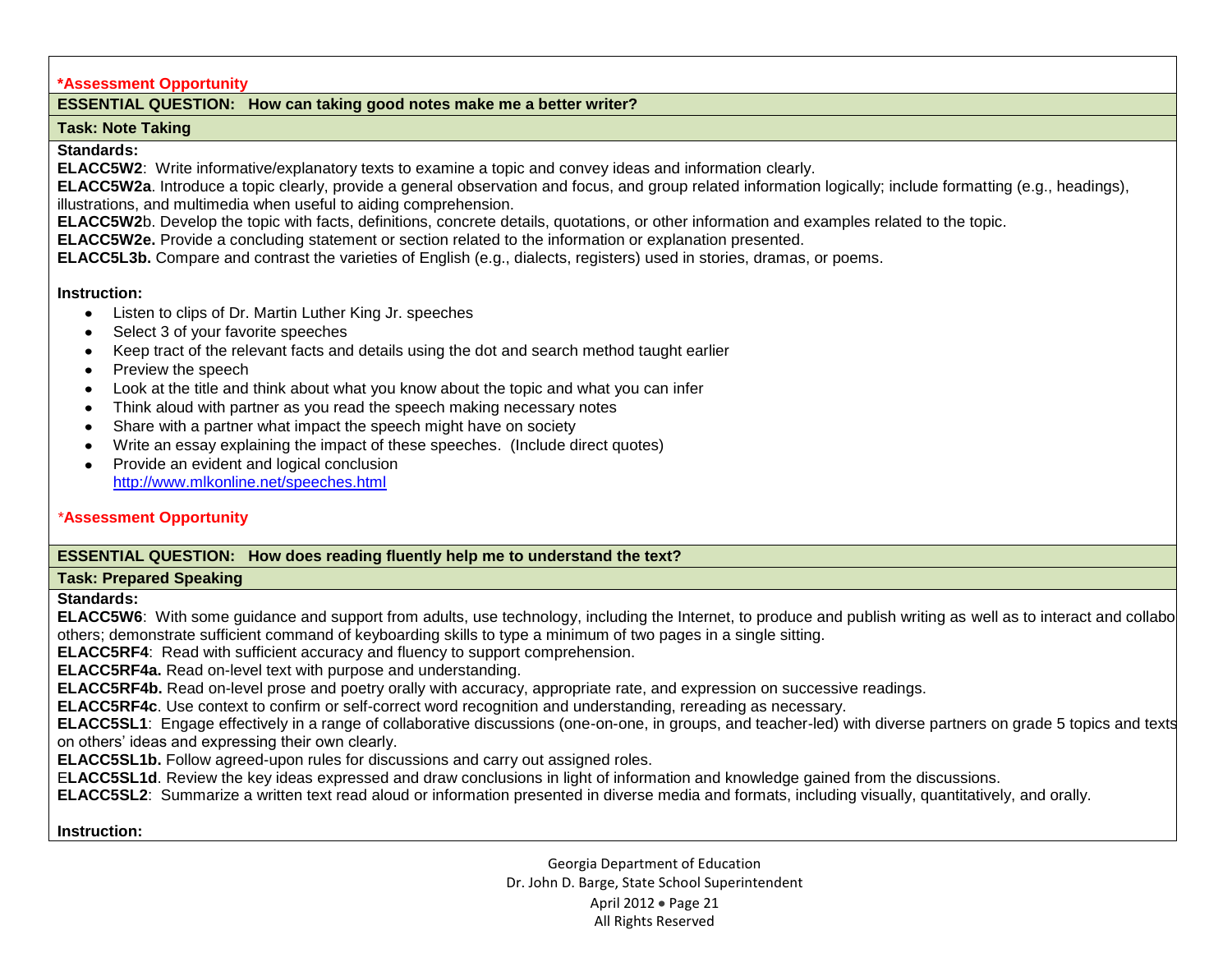***Assessment Opportunity**

**ESSENTIAL QUESTION: How can taking good notes make me a better writer?**

**Task: Note Taking**

**Standards:**

**ELACC5W2**: Write informative/explanatory texts to examine a topic and convey ideas and information clearly.

**ELACC5W2a**. Introduce a topic clearly, provide a general observation and focus, and group related information logically; include formatting (e.g., headings), illustrations, and multimedia when useful to aiding comprehension.

**ELACC5W2**b. Develop the topic with facts, definitions, concrete details, quotations, or other information and examples related to the topic.

**ELACC5W2e.** Provide a concluding statement or section related to the information or explanation presented.

**ELACC5L3b.** Compare and contrast the varieties of English (e.g., dialects, registers) used in stories, dramas, or poems.

**Instruction:**

- Listen to clips of Dr. Martin Luther King Jr. speeches
- Select 3 of your favorite speeches
- Keep tract of the relevant facts and details using the dot and search method taught earlier
- Preview the speech
- Look at the title and think about what you know about the topic and what you can infer
- Think aloud with partner as you read the speech making necessary notes
- Share with a partner what impact the speech might have on society
- Write an essay explaining the impact of these speeches. (Include direct quotes)
- Provide an evident and logical conclusion
  http://www.mlkonline.net/speeches.html

***Assessment Opportunity**

**ESSENTIAL QUESTION: How does reading fluently help me to understand the text?**

**Task: Prepared Speaking**

**Standards:**

**ELACC5W6**: With some guidance and support from adults, use technology, including the Internet, to produce and publish writing as well as to interact and collabo others; demonstrate sufficient command of keyboarding skills to type a minimum of two pages in a single sitting.

**ELACC5RF4**: Read with sufficient accuracy and fluency to support comprehension.

**ELACC5RF4a.** Read on-level text with purpose and understanding.

**ELACC5RF4b.** Read on-level prose and poetry orally with accuracy, appropriate rate, and expression on successive readings.

**ELACC5RF4c**. Use context to confirm or self-correct word recognition and understanding, rereading as necessary.

**ELACC5SL1**: Engage effectively in a range of collaborative discussions (one-on-one, in groups, and teacher-led) with diverse partners on grade 5 topics and texts on others' ideas and expressing their own clearly.

**ELACC5SL1b.** Follow agreed-upon rules for discussions and carry out assigned roles.

E**LACC5SL1d**. Review the key ideas expressed and draw conclusions in light of information and knowledge gained from the discussions.

**ELACC5SL2**: Summarize a written text read aloud or information presented in diverse media and formats, including visually, quantitatively, and orally.

**Instruction:**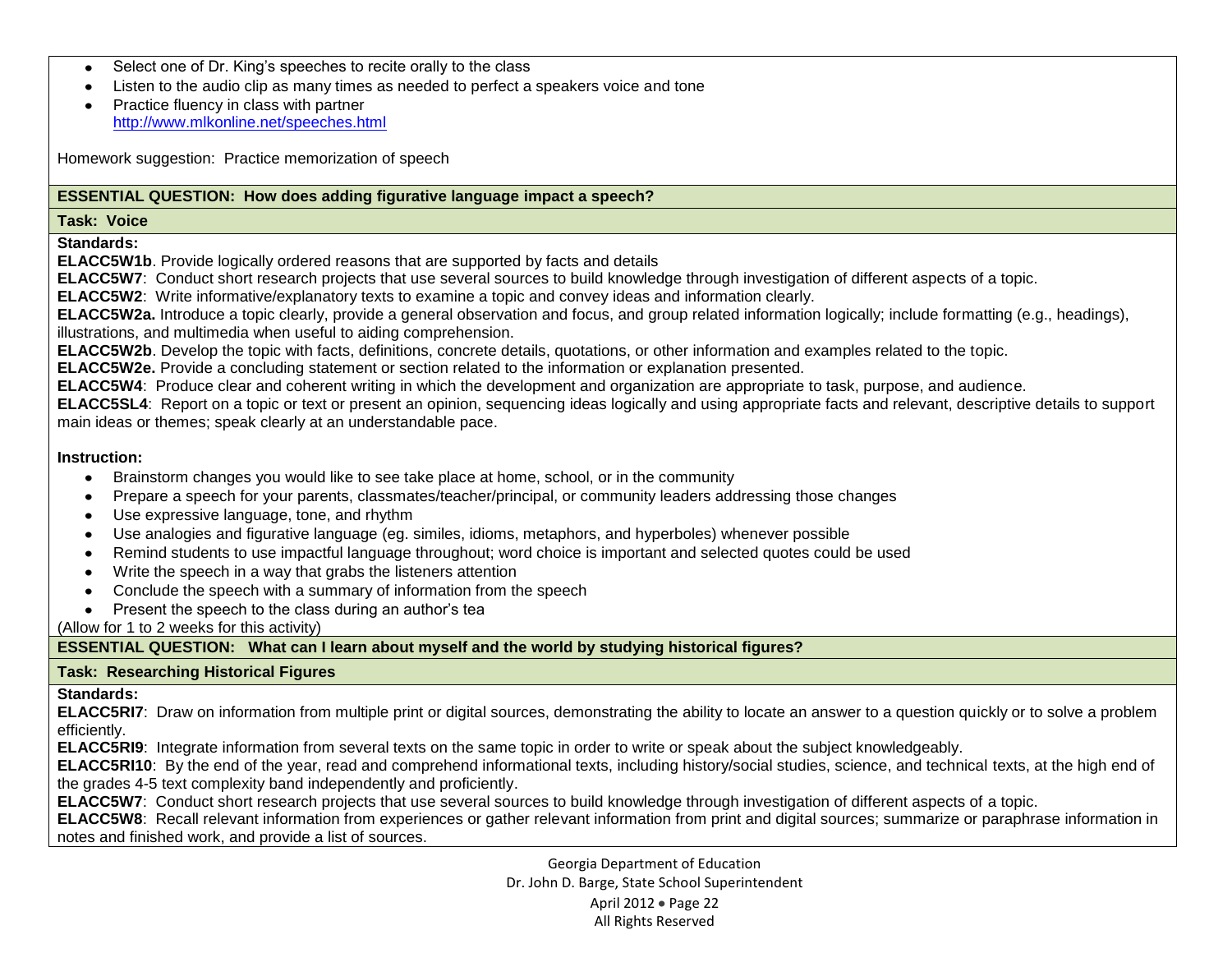- Select one of Dr. King's speeches to recite orally to the class
- Listen to the audio clip as many times as needed to perfect a speakers voice and tone
- Practice fluency in class with partner
  http://www.mlkonline.net/speeches.html

Homework suggestion: Practice memorization of speech

**ESSENTIAL QUESTION: How does adding figurative language impact a speech?**

**Task: Voice**

**Standards:**

**ELACC5W1b**. Provide logically ordered reasons that are supported by facts and details
**ELACC5W7**: Conduct short research projects that use several sources to build knowledge through investigation of different aspects of a topic.
**ELACC5W2**: Write informative/explanatory texts to examine a topic and convey ideas and information clearly.
**ELACC5W2a.** Introduce a topic clearly, provide a general observation and focus, and group related information logically; include formatting (e.g., headings), illustrations, and multimedia when useful to aiding comprehension.
**ELACC5W2b**. Develop the topic with facts, definitions, concrete details, quotations, or other information and examples related to the topic.
**ELACC5W2e.** Provide a concluding statement or section related to the information or explanation presented.
**ELACC5W4**: Produce clear and coherent writing in which the development and organization are appropriate to task, purpose, and audience.
**ELACC5SL4**: Report on a topic or text or present an opinion, sequencing ideas logically and using appropriate facts and relevant, descriptive details to support main ideas or themes; speak clearly at an understandable pace.

**Instruction:**

- Brainstorm changes you would like to see take place at home, school, or in the community
- Prepare a speech for your parents, classmates/teacher/principal, or community leaders addressing those changes
- Use expressive language, tone, and rhythm
- Use analogies and figurative language (eg. similes, idioms, metaphors, and hyperboles) whenever possible
- Remind students to use impactful language throughout; word choice is important and selected quotes could be used
- Write the speech in a way that grabs the listeners attention
- Conclude the speech with a summary of information from the speech
- Present the speech to the class during an author's tea

(Allow for 1 to 2 weeks for this activity)

**ESSENTIAL QUESTION: What can I learn about myself and the world by studying historical figures?**

**Task: Researching Historical Figures**

**Standards:**

**ELACC5RI7**: Draw on information from multiple print or digital sources, demonstrating the ability to locate an answer to a question quickly or to solve a problem efficiently.
**ELACC5RI9**: Integrate information from several texts on the same topic in order to write or speak about the subject knowledgeably.
**ELACC5RI10**: By the end of the year, read and comprehend informational texts, including history/social studies, science, and technical texts, at the high end of the grades 4-5 text complexity band independently and proficiently.
**ELACC5W7**: Conduct short research projects that use several sources to build knowledge through investigation of different aspects of a topic.
**ELACC5W8**: Recall relevant information from experiences or gather relevant information from print and digital sources; summarize or paraphrase information in notes and finished work, and provide a list of sources.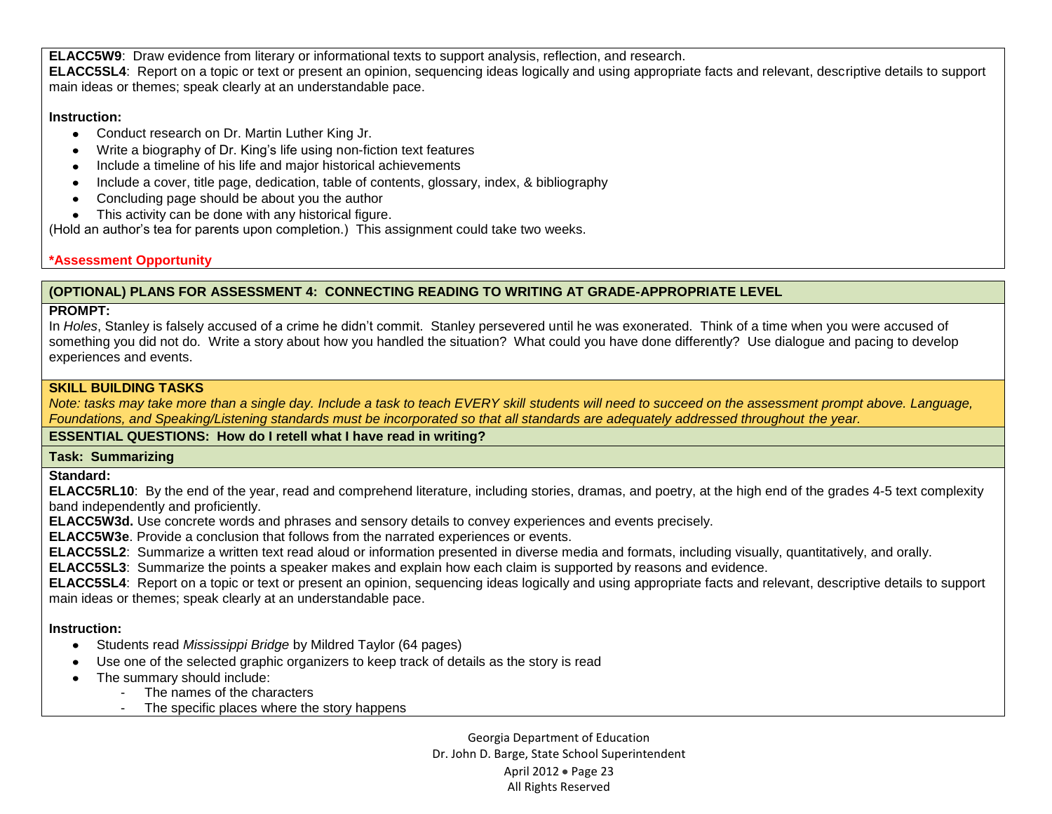**ELACC5W9**: Draw evidence from literary or informational texts to support analysis, reflection, and research.
**ELACC5SL4**: Report on a topic or text or present an opinion, sequencing ideas logically and using appropriate facts and relevant, descriptive details to support main ideas or themes; speak clearly at an understandable pace.

**Instruction:**

- Conduct research on Dr. Martin Luther King Jr.
- Write a biography of Dr. King's life using non-fiction text features
- Include a timeline of his life and major historical achievements
- Include a cover, title page, dedication, table of contents, glossary, index, & bibliography
- Concluding page should be about you the author
- This activity can be done with any historical figure.

(Hold an author's tea for parents upon completion.) This assignment could take two weeks.

***Assessment Opportunity**

## (OPTIONAL) PLANS FOR ASSESSMENT 4: CONNECTING READING TO WRITING AT GRADE-APPROPRIATE LEVEL

**PROMPT:**
In *Holes*, Stanley is falsely accused of a crime he didn't commit. Stanley persevered until he was exonerated. Think of a time when you were accused of something you did not do. Write a story about how you handled the situation? What could you have done differently? Use dialogue and pacing to develop experiences and events.

### SKILL BUILDING TASKS

*Note: tasks may take more than a single day. Include a task to teach EVERY skill students will need to succeed on the assessment prompt above. Language, Foundations, and Speaking/Listening standards must be incorporated so that all standards are adequately addressed throughout the year.*

**ESSENTIAL QUESTIONS: How do I retell what I have read in writing?**

**Task: Summarizing**

**Standard:**
**ELACC5RL10**: By the end of the year, read and comprehend literature, including stories, dramas, and poetry, at the high end of the grades 4-5 text complexity band independently and proficiently.
**ELACC5W3d.** Use concrete words and phrases and sensory details to convey experiences and events precisely.
**ELACC5W3e**. Provide a conclusion that follows from the narrated experiences or events.
**ELACC5SL2**: Summarize a written text read aloud or information presented in diverse media and formats, including visually, quantitatively, and orally.
**ELACC5SL3**: Summarize the points a speaker makes and explain how each claim is supported by reasons and evidence.
**ELACC5SL4**: Report on a topic or text or present an opinion, sequencing ideas logically and using appropriate facts and relevant, descriptive details to support main ideas or themes; speak clearly at an understandable pace.

**Instruction:**

- Students read *Mississippi Bridge* by Mildred Taylor (64 pages)
- Use one of the selected graphic organizers to keep track of details as the story is read
- The summary should include:
  - The names of the characters
  - The specific places where the story happens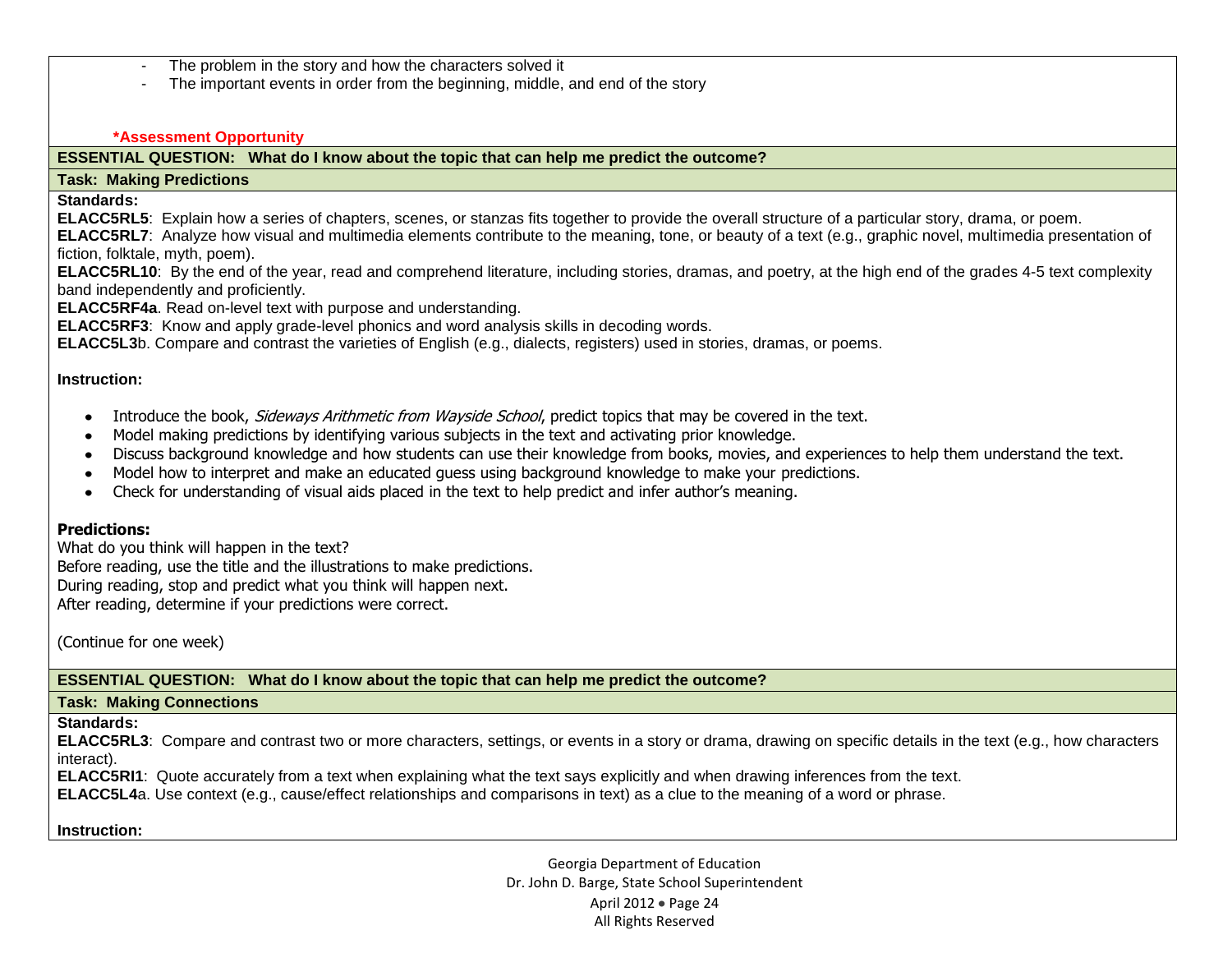- The problem in the story and how the characters solved it
- The important events in order from the beginning, middle, and end of the story

**\*Assessment Opportunity**

**ESSENTIAL QUESTION: What do I know about the topic that can help me predict the outcome?**

**Task: Making Predictions**

**Standards:**

**ELACC5RL5**: Explain how a series of chapters, scenes, or stanzas fits together to provide the overall structure of a particular story, drama, or poem.
**ELACC5RL7**: Analyze how visual and multimedia elements contribute to the meaning, tone, or beauty of a text (e.g., graphic novel, multimedia presentation of fiction, folktale, myth, poem).
**ELACC5RL10**: By the end of the year, read and comprehend literature, including stories, dramas, and poetry, at the high end of the grades 4-5 text complexity band independently and proficiently.
**ELACC5RF4a**. Read on-level text with purpose and understanding.
**ELACC5RF3**: Know and apply grade-level phonics and word analysis skills in decoding words.
**ELACC5L3**b. Compare and contrast the varieties of English (e.g., dialects, registers) used in stories, dramas, or poems.

**Instruction:**

- Introduce the book, *Sideways Arithmetic from Wayside School*, predict topics that may be covered in the text.
- Model making predictions by identifying various subjects in the text and activating prior knowledge.
- Discuss background knowledge and how students can use their knowledge from books, movies, and experiences to help them understand the text.
- Model how to interpret and make an educated guess using background knowledge to make your predictions.
- Check for understanding of visual aids placed in the text to help predict and infer author's meaning.

**Predictions:**
What do you think will happen in the text?
Before reading, use the title and the illustrations to make predictions.
During reading, stop and predict what you think will happen next.
After reading, determine if your predictions were correct.

(Continue for one week)

**ESSENTIAL QUESTION: What do I know about the topic that can help me predict the outcome?**

**Task: Making Connections**

**Standards:**

**ELACC5RL3**: Compare and contrast two or more characters, settings, or events in a story or drama, drawing on specific details in the text (e.g., how characters interact).
**ELACC5RI1**: Quote accurately from a text when explaining what the text says explicitly and when drawing inferences from the text.
**ELACC5L4**a. Use context (e.g., cause/effect relationships and comparisons in text) as a clue to the meaning of a word or phrase.

**Instruction:**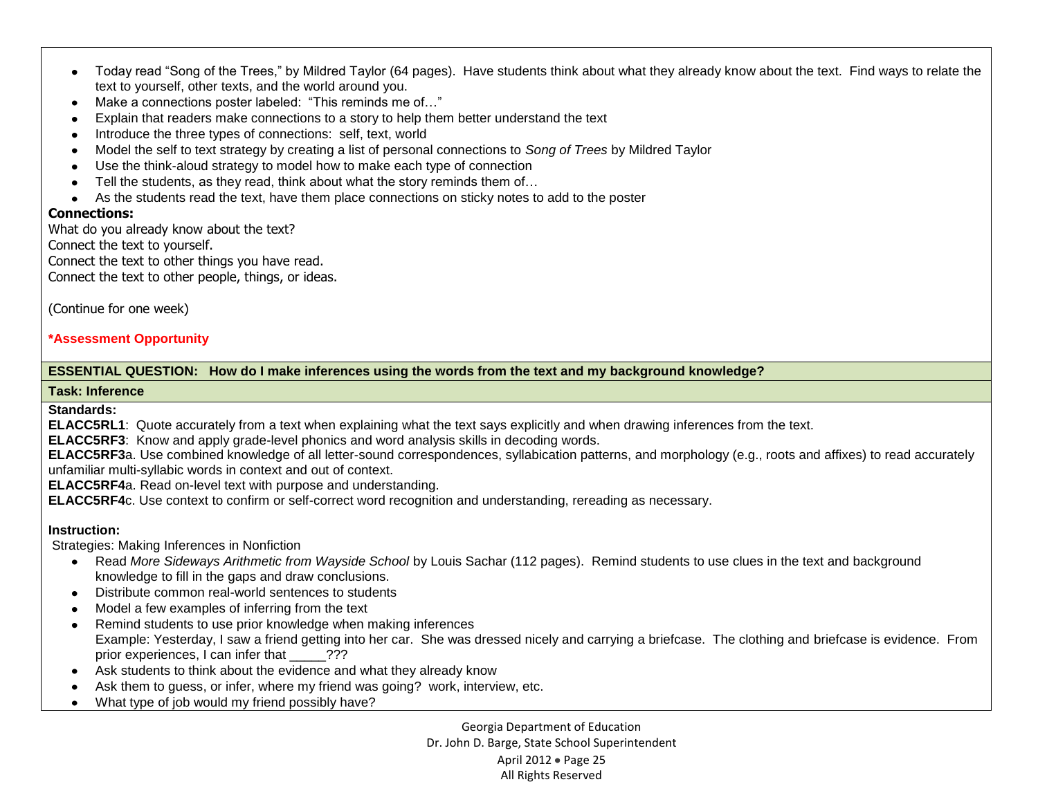- Today read "Song of the Trees," by Mildred Taylor (64 pages). Have students think about what they already know about the text. Find ways to relate the text to yourself, other texts, and the world around you.
- Make a connections poster labeled: "This reminds me of…"
- Explain that readers make connections to a story to help them better understand the text
- Introduce the three types of connections: self, text, world
- Model the self to text strategy by creating a list of personal connections to *Song of Trees* by Mildred Taylor
- Use the think-aloud strategy to model how to make each type of connection
- Tell the students, as they read, think about what the story reminds them of…
- As the students read the text, have them place connections on sticky notes to add to the poster

**Connections:**
What do you already know about the text?
Connect the text to yourself.
Connect the text to other things you have read.
Connect the text to other people, things, or ideas.

(Continue for one week)

**\*Assessment Opportunity**

**ESSENTIAL QUESTION: How do I make inferences using the words from the text and my background knowledge?**

**Task: Inference**

**Standards:**
**ELACC5RL1**: Quote accurately from a text when explaining what the text says explicitly and when drawing inferences from the text.
**ELACC5RF3**: Know and apply grade-level phonics and word analysis skills in decoding words.
**ELACC5RF3**a. Use combined knowledge of all letter-sound correspondences, syllabication patterns, and morphology (e.g., roots and affixes) to read accurately unfamiliar multi-syllabic words in context and out of context.
**ELACC5RF4**a. Read on-level text with purpose and understanding.
**ELACC5RF4**c. Use context to confirm or self-correct word recognition and understanding, rereading as necessary.

**Instruction:**
Strategies: Making Inferences in Nonfiction

- Read *More Sideways Arithmetic from Wayside School* by Louis Sachar (112 pages). Remind students to use clues in the text and background knowledge to fill in the gaps and draw conclusions.
- Distribute common real-world sentences to students
- Model a few examples of inferring from the text
- Remind students to use prior knowledge when making inferences
  Example: Yesterday, I saw a friend getting into her car. She was dressed nicely and carrying a briefcase. The clothing and briefcase is evidence. From prior experiences, I can infer that _____???
- Ask students to think about the evidence and what they already know
- Ask them to guess, or infer, where my friend was going? work, interview, etc.
- What type of job would my friend possibly have?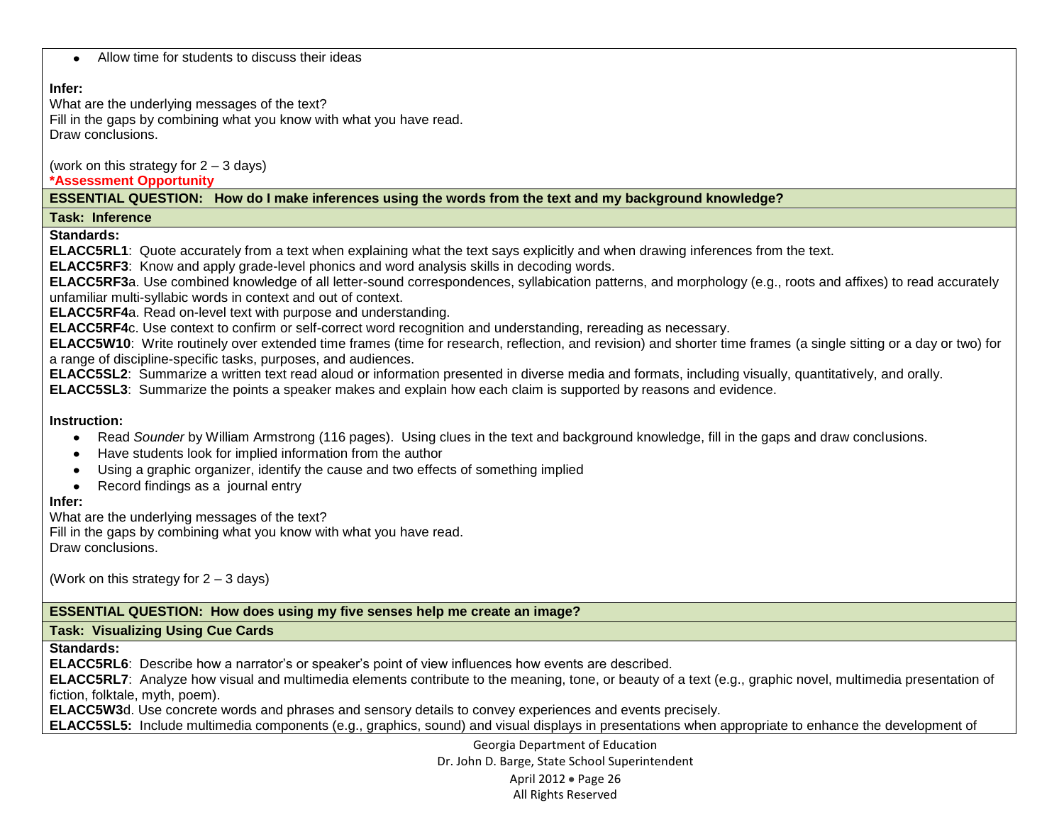- Allow time for students to discuss their ideas

**Infer:**
What are the underlying messages of the text?
Fill in the gaps by combining what you know with what you have read.
Draw conclusions.

(work on this strategy for 2 – 3 days)
***Assessment Opportunity**

**ESSENTIAL QUESTION: How do I make inferences using the words from the text and my background knowledge?**

**Task: Inference**

**Standards:**
**ELACC5RL1**: Quote accurately from a text when explaining what the text says explicitly and when drawing inferences from the text.
**ELACC5RF3**: Know and apply grade-level phonics and word analysis skills in decoding words.
**ELACC5RF3**a. Use combined knowledge of all letter-sound correspondences, syllabication patterns, and morphology (e.g., roots and affixes) to read accurately unfamiliar multi-syllabic words in context and out of context.
**ELACC5RF4**a. Read on-level text with purpose and understanding.
**ELACC5RF4**c. Use context to confirm or self-correct word recognition and understanding, rereading as necessary.
**ELACC5W10**: Write routinely over extended time frames (time for research, reflection, and revision) and shorter time frames (a single sitting or a day or two) for a range of discipline-specific tasks, purposes, and audiences.
**ELACC5SL2**: Summarize a written text read aloud or information presented in diverse media and formats, including visually, quantitatively, and orally.
**ELACC5SL3**: Summarize the points a speaker makes and explain how each claim is supported by reasons and evidence.

**Instruction:**
- Read *Sounder* by William Armstrong (116 pages). Using clues in the text and background knowledge, fill in the gaps and draw conclusions.
- Have students look for implied information from the author
- Using a graphic organizer, identify the cause and two effects of something implied
- Record findings as a journal entry

**Infer:**
What are the underlying messages of the text?
Fill in the gaps by combining what you know with what you have read.
Draw conclusions.

(Work on this strategy for 2 – 3 days)

**ESSENTIAL QUESTION: How does using my five senses help me create an image?**

**Task: Visualizing Using Cue Cards**

**Standards:**
**ELACC5RL6**: Describe how a narrator's or speaker's point of view influences how events are described.
**ELACC5RL7**: Analyze how visual and multimedia elements contribute to the meaning, tone, or beauty of a text (e.g., graphic novel, multimedia presentation of fiction, folktale, myth, poem).
**ELACC5W3**d. Use concrete words and phrases and sensory details to convey experiences and events precisely.
**ELACC5SL5:** Include multimedia components (e.g., graphics, sound) and visual displays in presentations when appropriate to enhance the development of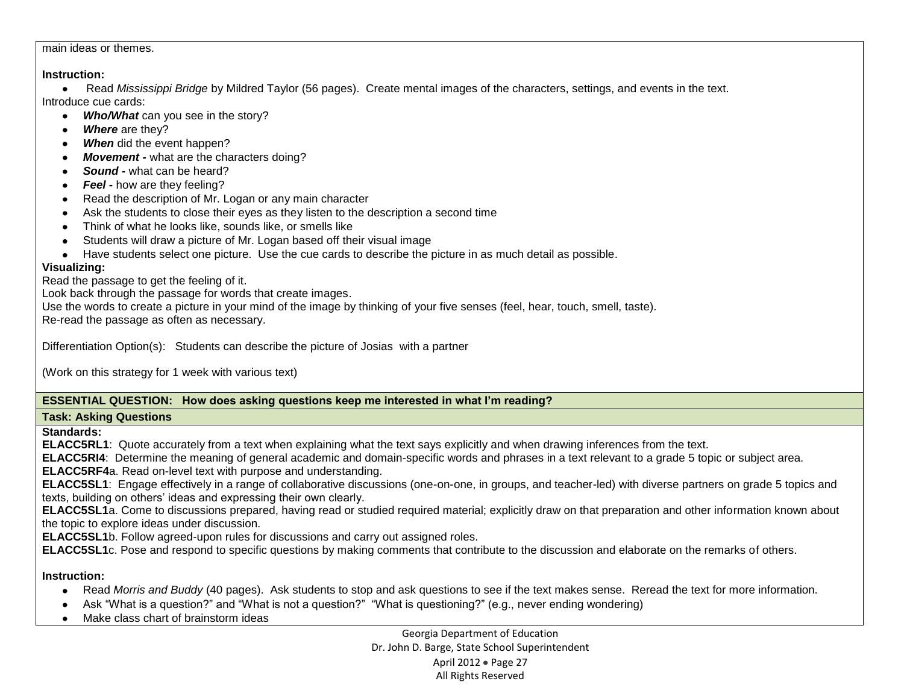main ideas or themes.

**Instruction:**

- Read *Mississippi Bridge* by Mildred Taylor (56 pages). Create mental images of the characters, settings, and events in the text.

Introduce cue cards:

- ***Who/What*** can you see in the story?
- ***Where*** are they?
- ***When*** did the event happen?
- ***Movement -*** what are the characters doing?
- ***Sound -*** what can be heard?
- ***Feel -*** how are they feeling?
- Read the description of Mr. Logan or any main character
- Ask the students to close their eyes as they listen to the description a second time
- Think of what he looks like, sounds like, or smells like
- Students will draw a picture of Mr. Logan based off their visual image
- Have students select one picture. Use the cue cards to describe the picture in as much detail as possible.

**Visualizing:**

Read the passage to get the feeling of it.
Look back through the passage for words that create images.
Use the words to create a picture in your mind of the image by thinking of your five senses (feel, hear, touch, smell, taste).
Re-read the passage as often as necessary.

Differentiation Option(s): Students can describe the picture of Josias with a partner

(Work on this strategy for 1 week with various text)

**ESSENTIAL QUESTION: How does asking questions keep me interested in what I'm reading?**

**Task: Asking Questions**

**Standards:**

**ELACC5RL1**: Quote accurately from a text when explaining what the text says explicitly and when drawing inferences from the text.
**ELACC5RI4**: Determine the meaning of general academic and domain-specific words and phrases in a text relevant to a grade 5 topic or subject area.
**ELACC5RF4**a. Read on-level text with purpose and understanding.
**ELACC5SL1**: Engage effectively in a range of collaborative discussions (one-on-one, in groups, and teacher-led) with diverse partners on grade 5 topics and texts, building on others' ideas and expressing their own clearly.
**ELACC5SL1**a. Come to discussions prepared, having read or studied required material; explicitly draw on that preparation and other information known about the topic to explore ideas under discussion.
**ELACC5SL1**b. Follow agreed-upon rules for discussions and carry out assigned roles.
**ELACC5SL1**c. Pose and respond to specific questions by making comments that contribute to the discussion and elaborate on the remarks of others.

**Instruction:**

- Read *Morris and Buddy* (40 pages). Ask students to stop and ask questions to see if the text makes sense. Reread the text for more information.
- Ask "What is a question?" and "What is not a question?" "What is questioning?" (e.g., never ending wondering)
- Make class chart of brainstorm ideas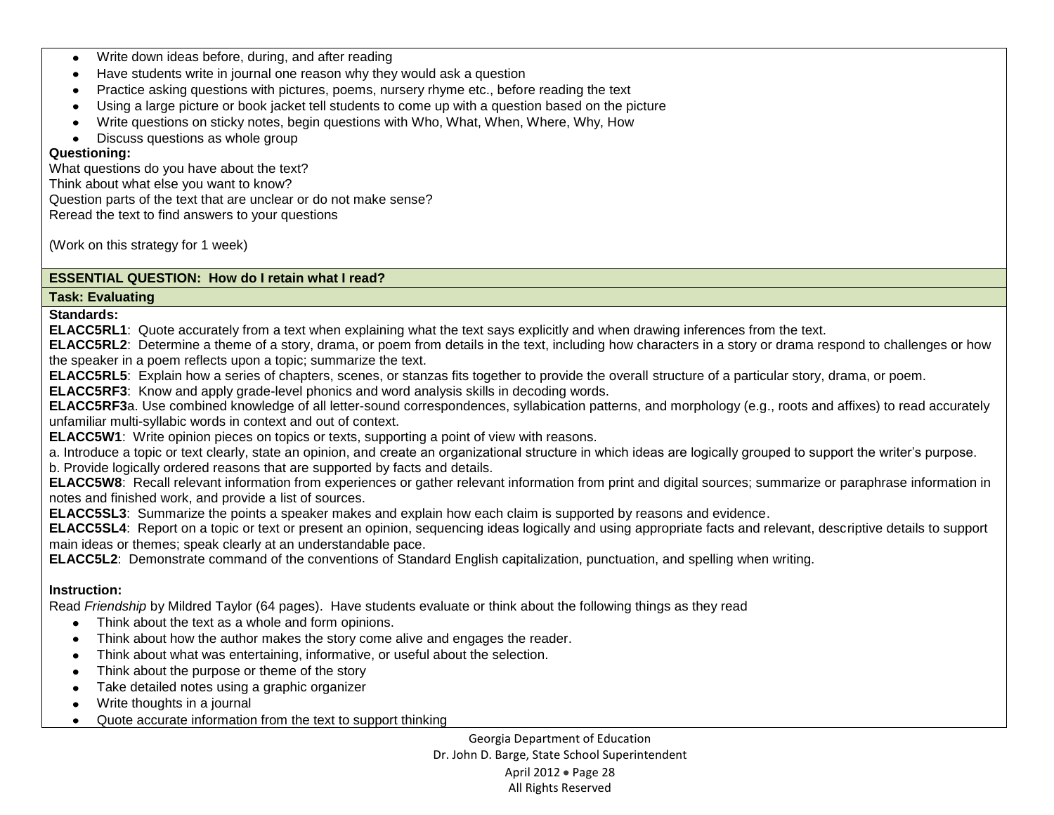- Write down ideas before, during, and after reading
- Have students write in journal one reason why they would ask a question
- Practice asking questions with pictures, poems, nursery rhyme etc., before reading the text
- Using a large picture or book jacket tell students to come up with a question based on the picture
- Write questions on sticky notes, begin questions with Who, What, When, Where, Why, How
- Discuss questions as whole group

**Questioning:**

What questions do you have about the text?
Think about what else you want to know?
Question parts of the text that are unclear or do not make sense?
Reread the text to find answers to your questions

(Work on this strategy for 1 week)

**ESSENTIAL QUESTION: How do I retain what I read?**

**Task: Evaluating**

**Standards:**

**ELACC5RL1**: Quote accurately from a text when explaining what the text says explicitly and when drawing inferences from the text.
**ELACC5RL2**: Determine a theme of a story, drama, or poem from details in the text, including how characters in a story or drama respond to challenges or how the speaker in a poem reflects upon a topic; summarize the text.
**ELACC5RL5**: Explain how a series of chapters, scenes, or stanzas fits together to provide the overall structure of a particular story, drama, or poem.
**ELACC5RF3**: Know and apply grade-level phonics and word analysis skills in decoding words.
**ELACC5RF3**a. Use combined knowledge of all letter-sound correspondences, syllabication patterns, and morphology (e.g., roots and affixes) to read accurately unfamiliar multi-syllabic words in context and out of context.
**ELACC5W1**: Write opinion pieces on topics or texts, supporting a point of view with reasons.
a. Introduce a topic or text clearly, state an opinion, and create an organizational structure in which ideas are logically grouped to support the writer's purpose.
b. Provide logically ordered reasons that are supported by facts and details.
**ELACC5W8**: Recall relevant information from experiences or gather relevant information from print and digital sources; summarize or paraphrase information in notes and finished work, and provide a list of sources.
**ELACC5SL3**: Summarize the points a speaker makes and explain how each claim is supported by reasons and evidence.
**ELACC5SL4**: Report on a topic or text or present an opinion, sequencing ideas logically and using appropriate facts and relevant, descriptive details to support main ideas or themes; speak clearly at an understandable pace.
**ELACC5L2**: Demonstrate command of the conventions of Standard English capitalization, punctuation, and spelling when writing.

**Instruction:**

Read *Friendship* by Mildred Taylor (64 pages). Have students evaluate or think about the following things as they read

- Think about the text as a whole and form opinions.
- Think about how the author makes the story come alive and engages the reader.
- Think about what was entertaining, informative, or useful about the selection.
- Think about the purpose or theme of the story
- Take detailed notes using a graphic organizer
- Write thoughts in a journal
- Quote accurate information from the text to support thinking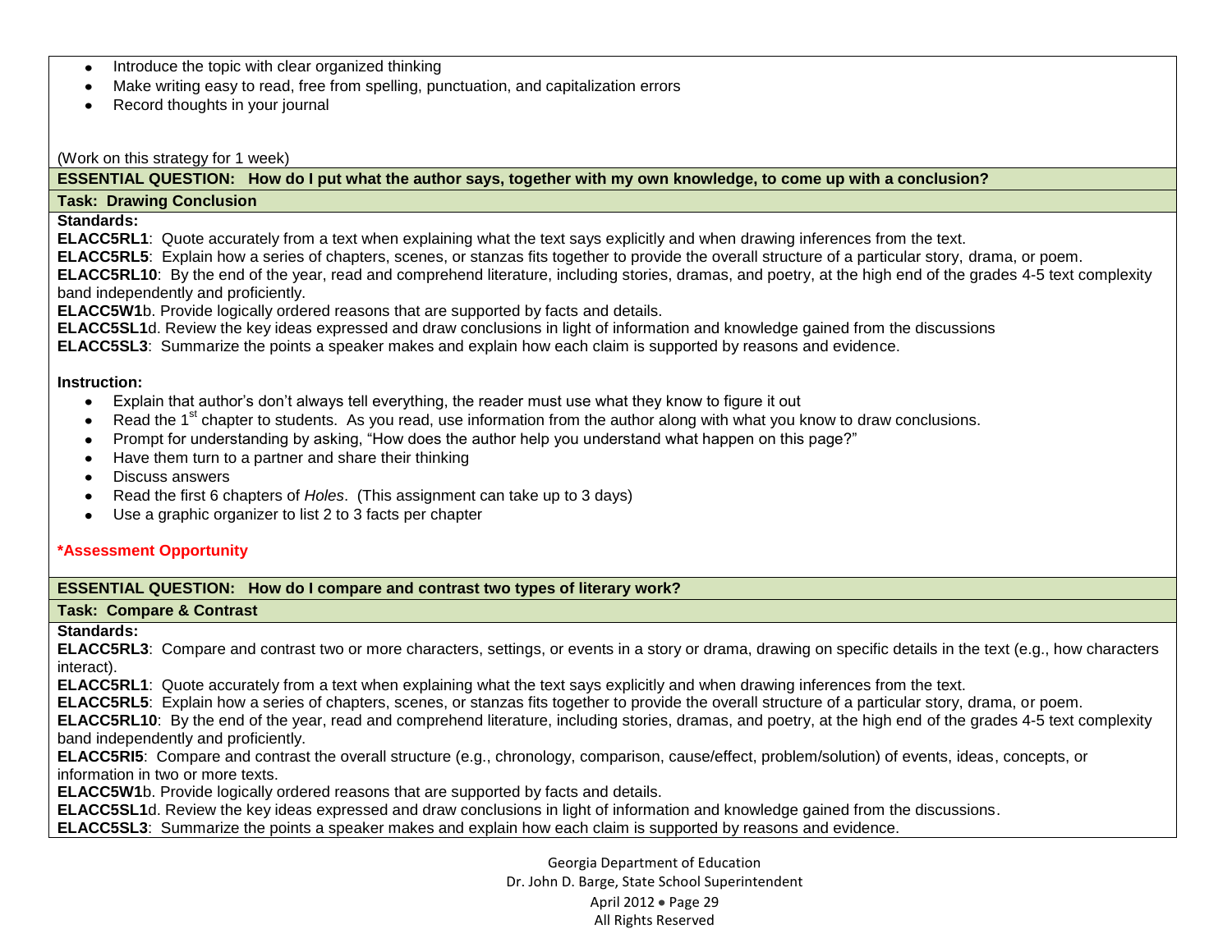- Introduce the topic with clear organized thinking
- Make writing easy to read, free from spelling, punctuation, and capitalization errors
- Record thoughts in your journal

(Work on this strategy for 1 week)

**ESSENTIAL QUESTION: How do I put what the author says, together with my own knowledge, to come up with a conclusion?**

**Task: Drawing Conclusion**

**Standards:**

**ELACC5RL1**: Quote accurately from a text when explaining what the text says explicitly and when drawing inferences from the text.
**ELACC5RL5**: Explain how a series of chapters, scenes, or stanzas fits together to provide the overall structure of a particular story, drama, or poem.
**ELACC5RL10**: By the end of the year, read and comprehend literature, including stories, dramas, and poetry, at the high end of the grades 4-5 text complexity band independently and proficiently.
**ELACC5W1**b. Provide logically ordered reasons that are supported by facts and details.
**ELACC5SL1**d. Review the key ideas expressed and draw conclusions in light of information and knowledge gained from the discussions
**ELACC5SL3**: Summarize the points a speaker makes and explain how each claim is supported by reasons and evidence.

**Instruction:**

- Explain that author's don't always tell everything, the reader must use what they know to figure it out
- Read the 1st chapter to students. As you read, use information from the author along with what you know to draw conclusions.
- Prompt for understanding by asking, "How does the author help you understand what happen on this page?"
- Have them turn to a partner and share their thinking
- Discuss answers
- Read the first 6 chapters of *Holes*. (This assignment can take up to 3 days)
- Use a graphic organizer to list 2 to 3 facts per chapter

***Assessment Opportunity**

**ESSENTIAL QUESTION: How do I compare and contrast two types of literary work?**

**Task: Compare & Contrast**

**Standards:**

**ELACC5RL3**: Compare and contrast two or more characters, settings, or events in a story or drama, drawing on specific details in the text (e.g., how characters interact).
**ELACC5RL1**: Quote accurately from a text when explaining what the text says explicitly and when drawing inferences from the text.
**ELACC5RL5**: Explain how a series of chapters, scenes, or stanzas fits together to provide the overall structure of a particular story, drama, or poem.
**ELACC5RL10**: By the end of the year, read and comprehend literature, including stories, dramas, and poetry, at the high end of the grades 4-5 text complexity band independently and proficiently.
**ELACC5RI5**: Compare and contrast the overall structure (e.g., chronology, comparison, cause/effect, problem/solution) of events, ideas, concepts, or information in two or more texts.
**ELACC5W1**b. Provide logically ordered reasons that are supported by facts and details.
**ELACC5SL1**d. Review the key ideas expressed and draw conclusions in light of information and knowledge gained from the discussions.
**ELACC5SL3**: Summarize the points a speaker makes and explain how each claim is supported by reasons and evidence.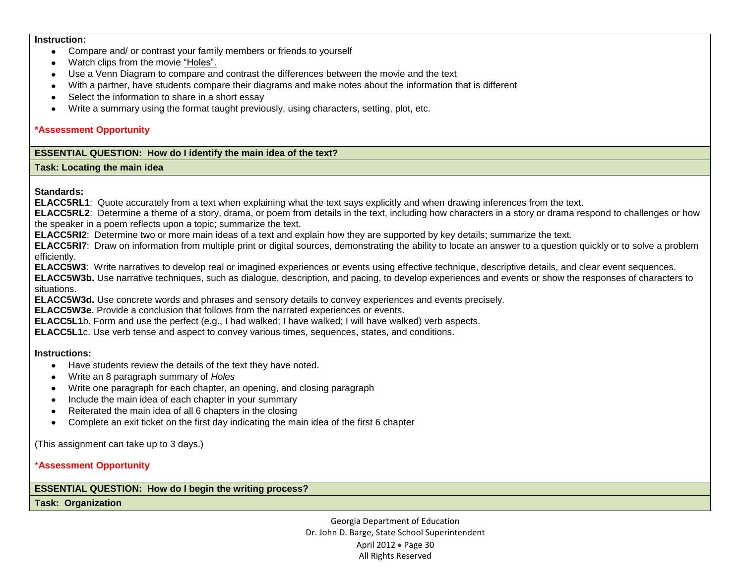**Instruction:**

- Compare and/ or contrast your family members or friends to yourself
- Watch clips from the movie "Holes".
- Use a Venn Diagram to compare and contrast the differences between the movie and the text
- With a partner, have students compare their diagrams and make notes about the information that is different
- Select the information to share in a short essay
- Write a summary using the format taught previously, using characters, setting, plot, etc.

**\*Assessment Opportunity**

**ESSENTIAL QUESTION: How do I identify the main idea of the text?**

**Task: Locating the main idea**

**Standards:**

**ELACC5RL1**: Quote accurately from a text when explaining what the text says explicitly and when drawing inferences from the text.

**ELACC5RL2**: Determine a theme of a story, drama, or poem from details in the text, including how characters in a story or drama respond to challenges or how the speaker in a poem reflects upon a topic; summarize the text.

**ELACC5RI2**: Determine two or more main ideas of a text and explain how they are supported by key details; summarize the text.

**ELACC5RI7**: Draw on information from multiple print or digital sources, demonstrating the ability to locate an answer to a question quickly or to solve a problem efficiently.

**ELACC5W3**: Write narratives to develop real or imagined experiences or events using effective technique, descriptive details, and clear event sequences.

**ELACC5W3b.** Use narrative techniques, such as dialogue, description, and pacing, to develop experiences and events or show the responses of characters to situations.

**ELACC5W3d.** Use concrete words and phrases and sensory details to convey experiences and events precisely.

**ELACC5W3e.** Provide a conclusion that follows from the narrated experiences or events.

**ELACC5L1**b. Form and use the perfect (e.g., I had walked; I have walked; I will have walked) verb aspects.

**ELACC5L1**c. Use verb tense and aspect to convey various times, sequences, states, and conditions.

**Instructions:**

- Have students review the details of the text they have noted.
- Write an 8 paragraph summary of *Holes*
- Write one paragraph for each chapter, an opening, and closing paragraph
- Include the main idea of each chapter in your summary
- Reiterated the main idea of all 6 chapters in the closing
- Complete an exit ticket on the first day indicating the main idea of the first 6 chapter

(This assignment can take up to 3 days.)

**\*Assessment Opportunity**

**ESSENTIAL QUESTION: How do I begin the writing process?**

**Task: Organization**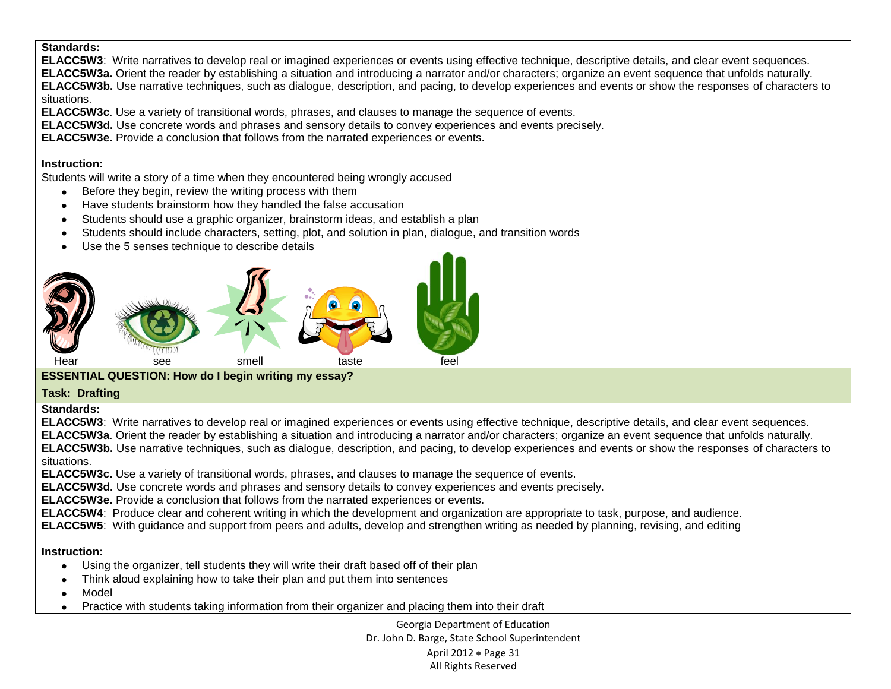**Standards:**

**ELACC5W3**: Write narratives to develop real or imagined experiences or events using effective technique, descriptive details, and clear event sequences.
**ELACC5W3a.** Orient the reader by establishing a situation and introducing a narrator and/or characters; organize an event sequence that unfolds naturally.
**ELACC5W3b.** Use narrative techniques, such as dialogue, description, and pacing, to develop experiences and events or show the responses of characters to situations.
**ELACC5W3c**. Use a variety of transitional words, phrases, and clauses to manage the sequence of events.
**ELACC5W3d.** Use concrete words and phrases and sensory details to convey experiences and events precisely.
**ELACC5W3e.** Provide a conclusion that follows from the narrated experiences or events.

**Instruction:**

Students will write a story of a time when they encountered being wrongly accused

- Before they begin, review the writing process with them
- Have students brainstorm how they handled the false accusation
- Students should use a graphic organizer, brainstorm ideas, and establish a plan
- Students should include characters, setting, plot, and solution in plan, dialogue, and transition words
- Use the 5 senses technique to describe details

Hear see smell taste feel

**ESSENTIAL QUESTION: How do I begin writing my essay?**

**Task: Drafting**

**Standards:**

**ELACC5W3**: Write narratives to develop real or imagined experiences or events using effective technique, descriptive details, and clear event sequences.
**ELACC5W3a**. Orient the reader by establishing a situation and introducing a narrator and/or characters; organize an event sequence that unfolds naturally.
**ELACC5W3b.** Use narrative techniques, such as dialogue, description, and pacing, to develop experiences and events or show the responses of characters to situations.
**ELACC5W3c.** Use a variety of transitional words, phrases, and clauses to manage the sequence of events.
**ELACC5W3d.** Use concrete words and phrases and sensory details to convey experiences and events precisely.
**ELACC5W3e.** Provide a conclusion that follows from the narrated experiences or events.
**ELACC5W4**: Produce clear and coherent writing in which the development and organization are appropriate to task, purpose, and audience.
**ELACC5W5**: With guidance and support from peers and adults, develop and strengthen writing as needed by planning, revising, and editing

**Instruction:**

- Using the organizer, tell students they will write their draft based off of their plan
- Think aloud explaining how to take their plan and put them into sentences
- Model
- Practice with students taking information from their organizer and placing them into their draft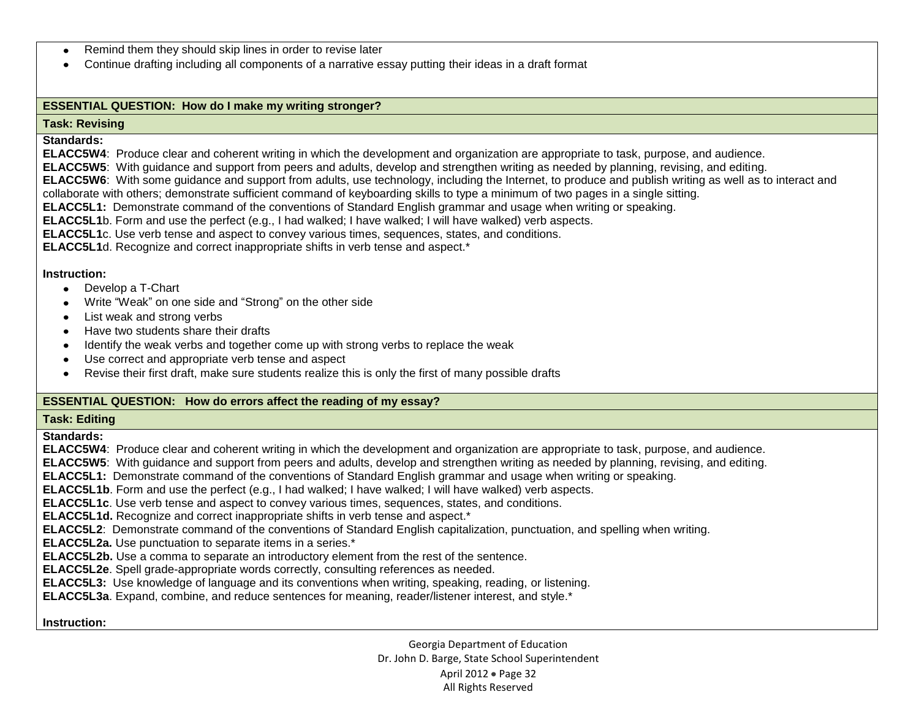- Remind them they should skip lines in order to revise later
- Continue drafting including all components of a narrative essay putting their ideas in a draft format

**ESSENTIAL QUESTION: How do I make my writing stronger?**

**Task: Revising**

**Standards:**

**ELACC5W4**: Produce clear and coherent writing in which the development and organization are appropriate to task, purpose, and audience.
**ELACC5W5**: With guidance and support from peers and adults, develop and strengthen writing as needed by planning, revising, and editing.
**ELACC5W6**: With some guidance and support from adults, use technology, including the Internet, to produce and publish writing as well as to interact and collaborate with others; demonstrate sufficient command of keyboarding skills to type a minimum of two pages in a single sitting.
**ELACC5L1:** Demonstrate command of the conventions of Standard English grammar and usage when writing or speaking.
**ELACC5L1**b. Form and use the perfect (e.g., I had walked; I have walked; I will have walked) verb aspects.
**ELACC5L1**c. Use verb tense and aspect to convey various times, sequences, states, and conditions.
**ELACC5L1**d. Recognize and correct inappropriate shifts in verb tense and aspect.*

**Instruction:**

- Develop a T-Chart
- Write "Weak" on one side and "Strong" on the other side
- List weak and strong verbs
- Have two students share their drafts
- Identify the weak verbs and together come up with strong verbs to replace the weak
- Use correct and appropriate verb tense and aspect
- Revise their first draft, make sure students realize this is only the first of many possible drafts

**ESSENTIAL QUESTION: How do errors affect the reading of my essay?**

**Task: Editing**

**Standards:**

**ELACC5W4**: Produce clear and coherent writing in which the development and organization are appropriate to task, purpose, and audience.
**ELACC5W5**: With guidance and support from peers and adults, develop and strengthen writing as needed by planning, revising, and editing.
**ELACC5L1:** Demonstrate command of the conventions of Standard English grammar and usage when writing or speaking.
**ELACC5L1b**. Form and use the perfect (e.g., I had walked; I have walked; I will have walked) verb aspects.
**ELACC5L1c**. Use verb tense and aspect to convey various times, sequences, states, and conditions.
**ELACC5L1d.** Recognize and correct inappropriate shifts in verb tense and aspect.*
**ELACC5L2**: Demonstrate command of the conventions of Standard English capitalization, punctuation, and spelling when writing.
**ELACC5L2a.** Use punctuation to separate items in a series.*
**ELACC5L2b.** Use a comma to separate an introductory element from the rest of the sentence.
**ELACC5L2e**. Spell grade-appropriate words correctly, consulting references as needed.
**ELACC5L3:** Use knowledge of language and its conventions when writing, speaking, reading, or listening.
**ELACC5L3a**. Expand, combine, and reduce sentences for meaning, reader/listener interest, and style.*

**Instruction:**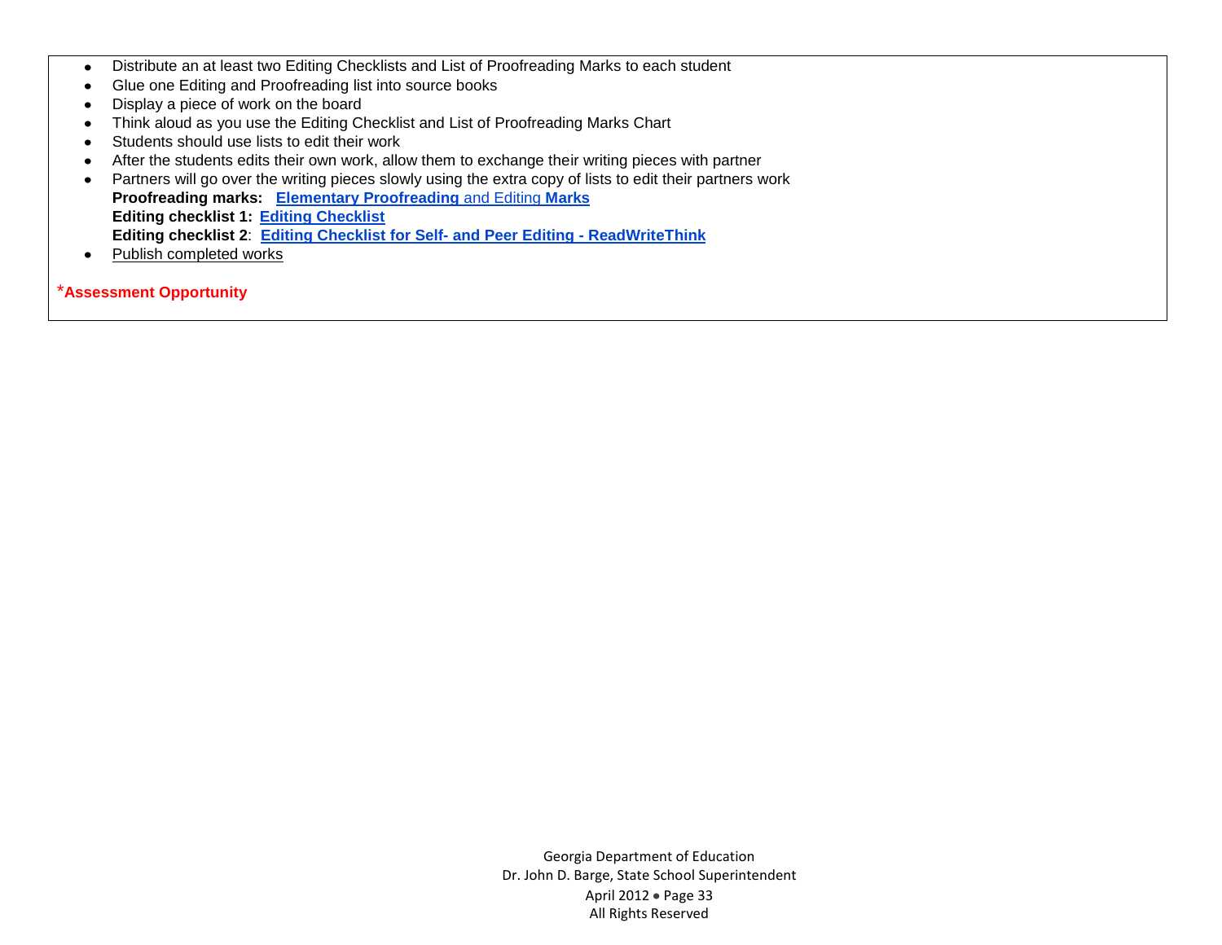- Distribute an at least two Editing Checklists and List of Proofreading Marks to each student
- Glue one Editing and Proofreading list into source books
- Display a piece of work on the board
- Think aloud as you use the Editing Checklist and List of Proofreading Marks Chart
- Students should use lists to edit their work
- After the students edits their own work, allow them to exchange their writing pieces with partner
- Partners will go over the writing pieces slowly using the extra copy of lists to edit their partners work

  **Proofreading marks:** **Elementary Proofreading** and Editing **Marks**

  **Editing checklist 1:** **Editing Checklist**

  **Editing checklist 2**: **Editing Checklist for Self- and Peer Editing - ReadWriteThink**
- Publish completed works

***Assessment Opportunity**